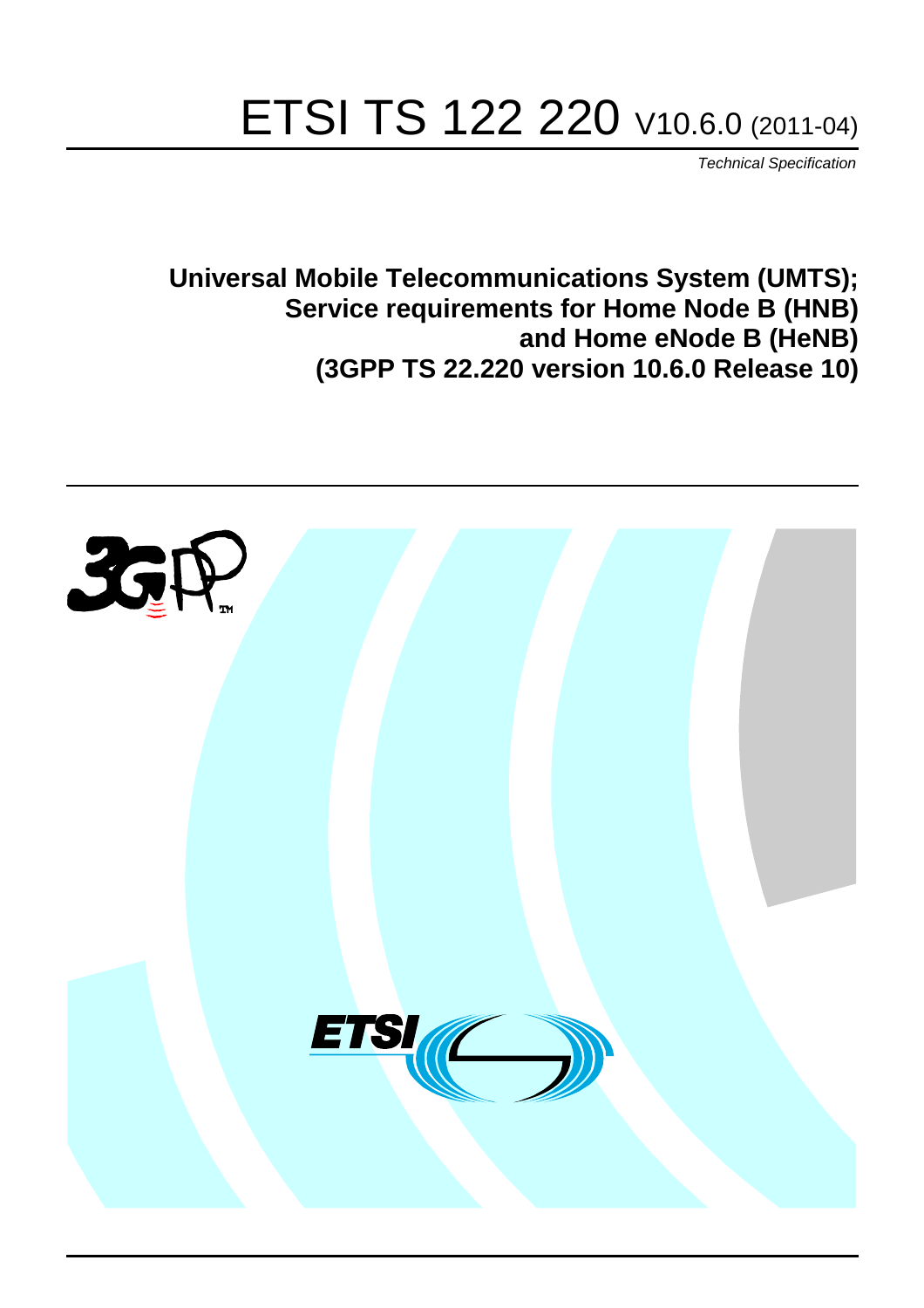# ETSI TS 122 220 V10.6.0 (2011-04)

*Technical Specification*

**Universal Mobile Telecommunications System (UMTS); Service requirements for Home Node B (HNB) and Home eNode B (HeNB) (3GPP TS 22.220 version 10.6.0 Release 10)**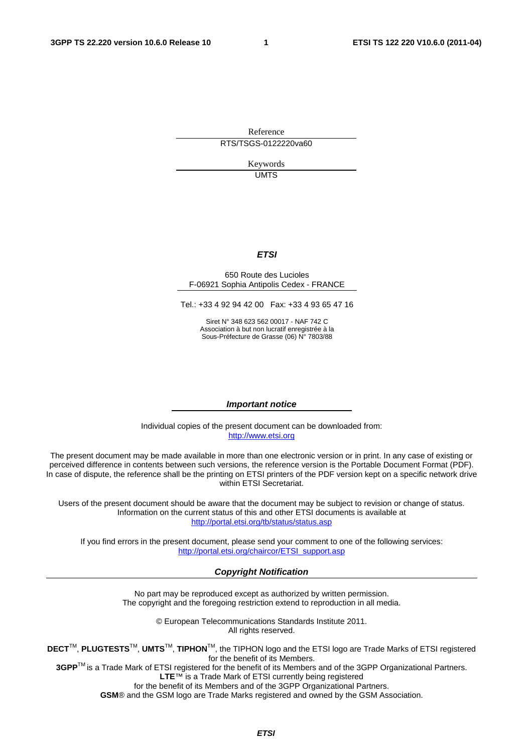Reference

RTS/TSGS-0122220va60

Keywords

UMTS

***ETSI***

650 Route des Lucioles
F-06921 Sophia Antipolis Cedex - FRANCE

Tel.: +33 4 92 94 42 00   Fax: +33 4 93 65 47 16

Siret N° 348 623 562 00017 - NAF 742 C
Association à but non lucratif enregistrée à la
Sous-Préfecture de Grasse (06) N° 7803/88

***Important notice***

Individual copies of the present document can be downloaded from:
http://www.etsi.org

The present document may be made available in more than one electronic version or in print. In any case of existing or perceived difference in contents between such versions, the reference version is the Portable Document Format (PDF). In case of dispute, the reference shall be the printing on ETSI printers of the PDF version kept on a specific network drive within ETSI Secretariat.

Users of the present document should be aware that the document may be subject to revision or change of status. Information on the current status of this and other ETSI documents is available at
http://portal.etsi.org/tb/status/status.asp

If you find errors in the present document, please send your comment to one of the following services:
http://portal.etsi.org/chaircor/ETSI_support.asp

***Copyright Notification***

No part may be reproduced except as authorized by written permission.
The copyright and the foregoing restriction extend to reproduction in all media.

© European Telecommunications Standards Institute 2011.
All rights reserved.

**DECT**™, **PLUGTESTS**™, **UMTS**™, **TIPHON**™, the TIPHON logo and the ETSI logo are Trade Marks of ETSI registered for the benefit of its Members.
**3GPP**™ is a Trade Mark of ETSI registered for the benefit of its Members and of the 3GPP Organizational Partners.
**LTE**™ is a Trade Mark of ETSI currently being registered
for the benefit of its Members and of the 3GPP Organizational Partners.
**GSM**® and the GSM logo are Trade Marks registered and owned by the GSM Association.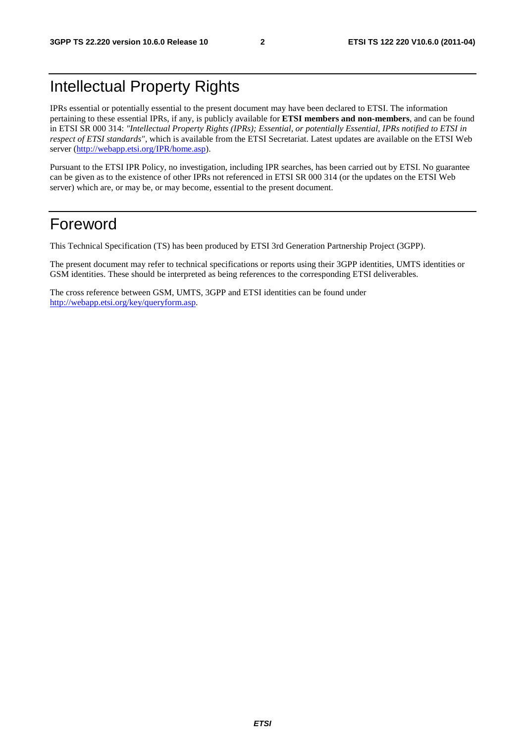# Intellectual Property Rights

IPRs essential or potentially essential to the present document may have been declared to ETSI. The information pertaining to these essential IPRs, if any, is publicly available for **ETSI members and non-members**, and can be found in ETSI SR 000 314: *"Intellectual Property Rights (IPRs); Essential, or potentially Essential, IPRs notified to ETSI in respect of ETSI standards"*, which is available from the ETSI Secretariat. Latest updates are available on the ETSI Web server (http://webapp.etsi.org/IPR/home.asp).

Pursuant to the ETSI IPR Policy, no investigation, including IPR searches, has been carried out by ETSI. No guarantee can be given as to the existence of other IPRs not referenced in ETSI SR 000 314 (or the updates on the ETSI Web server) which are, or may be, or may become, essential to the present document.

# Foreword

This Technical Specification (TS) has been produced by ETSI 3rd Generation Partnership Project (3GPP).

The present document may refer to technical specifications or reports using their 3GPP identities, UMTS identities or GSM identities. These should be interpreted as being references to the corresponding ETSI deliverables.

The cross reference between GSM, UMTS, 3GPP and ETSI identities can be found under http://webapp.etsi.org/key/queryform.asp.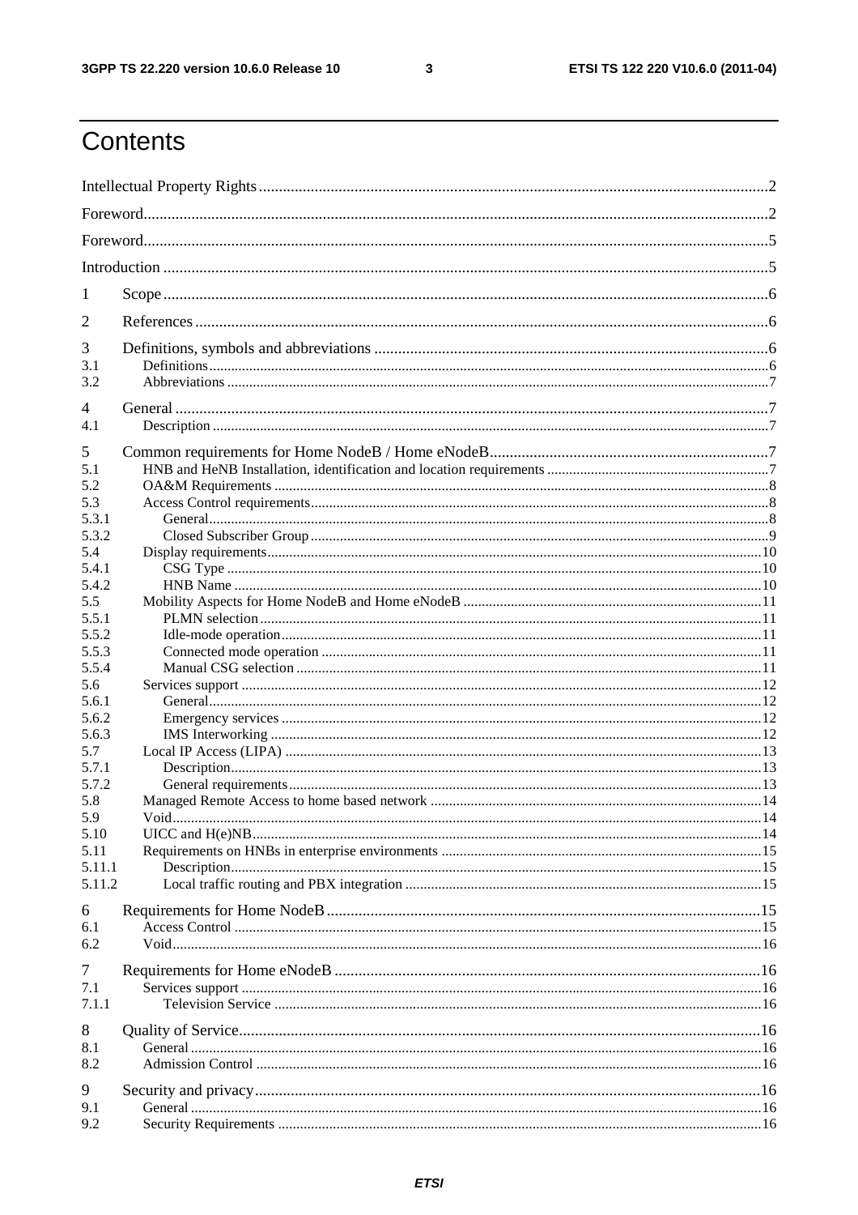# Contents

Intellectual Property Rights ..... 2
Foreword ..... 2
Foreword ..... 5
Introduction ..... 5

1 Scope ..... 6
2 References ..... 6
3 Definitions, symbols and abbreviations ..... 6
3.1 Definitions ..... 6
3.2 Abbreviations ..... 7
4 General ..... 7
4.1 Description ..... 7
5 Common requirements for Home NodeB / Home eNodeB ..... 7
5.1 HNB and HeNB Installation, identification and location requirements ..... 7
5.2 OA&M Requirements ..... 8
5.3 Access Control requirements ..... 8
5.3.1 General ..... 8
5.3.2 Closed Subscriber Group ..... 9
5.4 Display requirements ..... 10
5.4.1 CSG Type ..... 10
5.4.2 HNB Name ..... 10
5.5 Mobility Aspects for Home NodeB and Home eNodeB ..... 11
5.5.1 PLMN selection ..... 11
5.5.2 Idle-mode operation ..... 11
5.5.3 Connected mode operation ..... 11
5.5.4 Manual CSG selection ..... 11
5.6 Services support ..... 12
5.6.1 General ..... 12
5.6.2 Emergency services ..... 12
5.6.3 IMS Interworking ..... 12
5.7 Local IP Access (LIPA) ..... 13
5.7.1 Description ..... 13
5.7.2 General requirements ..... 13
5.8 Managed Remote Access to home based network ..... 14
5.9 Void ..... 14
5.10 UICC and H(e)NB ..... 14
5.11 Requirements on HNBs in enterprise environments ..... 15
5.11.1 Description ..... 15
5.11.2 Local traffic routing and PBX integration ..... 15
6 Requirements for Home NodeB ..... 15
6.1 Access Control ..... 15
6.2 Void ..... 16
7 Requirements for Home eNodeB ..... 16
7.1 Services support ..... 16
7.1.1 Television Service ..... 16
8 Quality of Service ..... 16
8.1 General ..... 16
8.2 Admission Control ..... 16
9 Security and privacy ..... 16
9.1 General ..... 16
9.2 Security Requirements ..... 16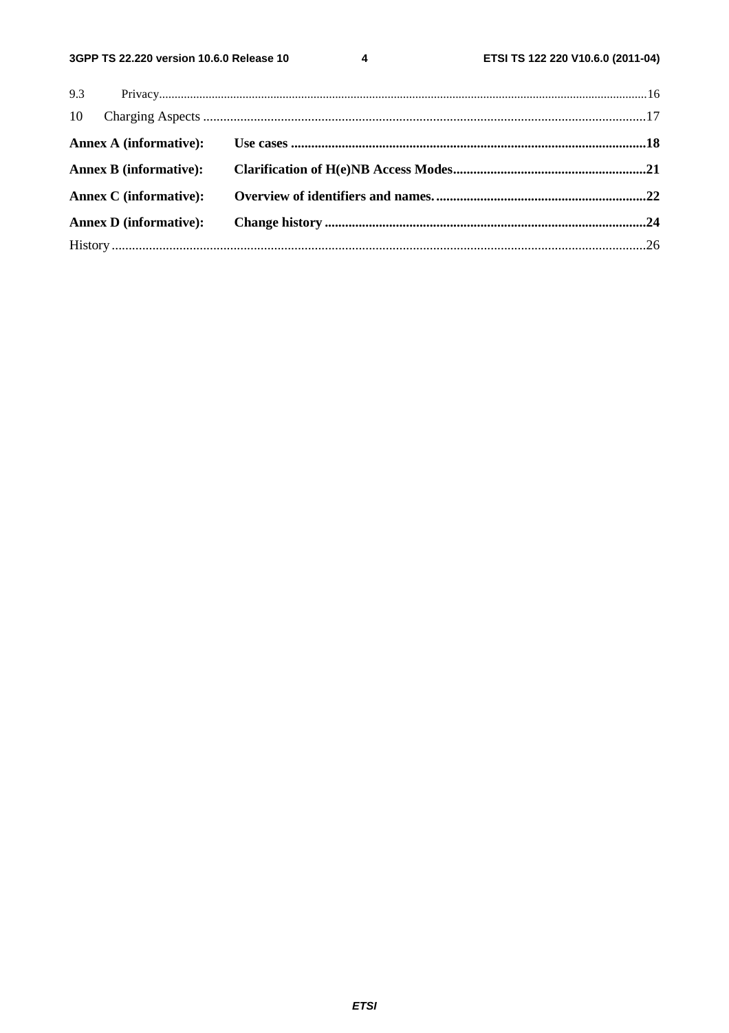9.3 Privacy ... 16

10 Charging Aspects ... 17

**Annex A (informative): Use cases ... 18**

**Annex B (informative): Clarification of H(e)NB Access Modes ... 21**

**Annex C (informative): Overview of identifiers and names. ... 22**

**Annex D (informative): Change history ... 24**

History ... 26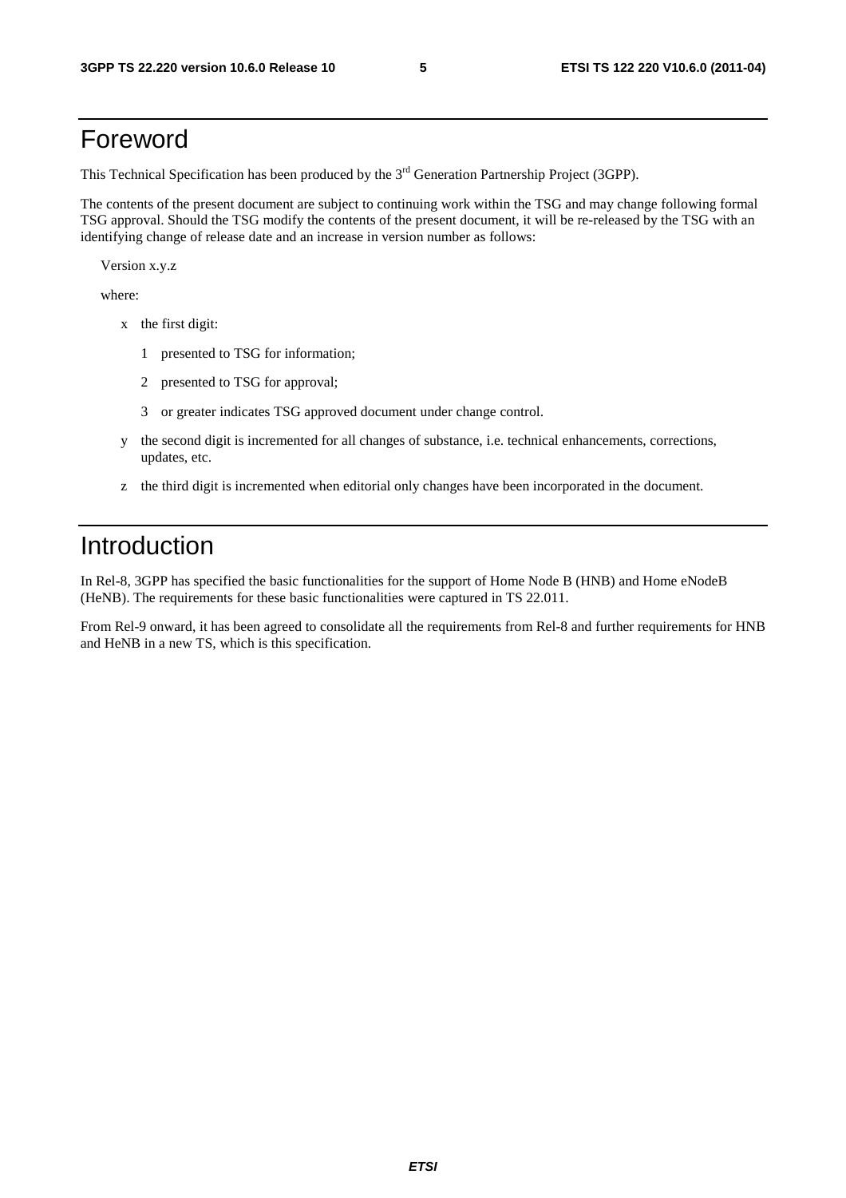# Foreword

This Technical Specification has been produced by the 3rd Generation Partnership Project (3GPP).

The contents of the present document are subject to continuing work within the TSG and may change following formal TSG approval. Should the TSG modify the contents of the present document, it will be re-released by the TSG with an identifying change of release date and an increase in version number as follows:

Version x.y.z

where:

- x the first digit:
  - 1 presented to TSG for information;
  - 2 presented to TSG for approval;
  - 3 or greater indicates TSG approved document under change control.
- y the second digit is incremented for all changes of substance, i.e. technical enhancements, corrections, updates, etc.
- z the third digit is incremented when editorial only changes have been incorporated in the document.

# Introduction

In Rel-8, 3GPP has specified the basic functionalities for the support of Home Node B (HNB) and Home eNodeB (HeNB). The requirements for these basic functionalities were captured in TS 22.011.

From Rel-9 onward, it has been agreed to consolidate all the requirements from Rel-8 and further requirements for HNB and HeNB in a new TS, which is this specification.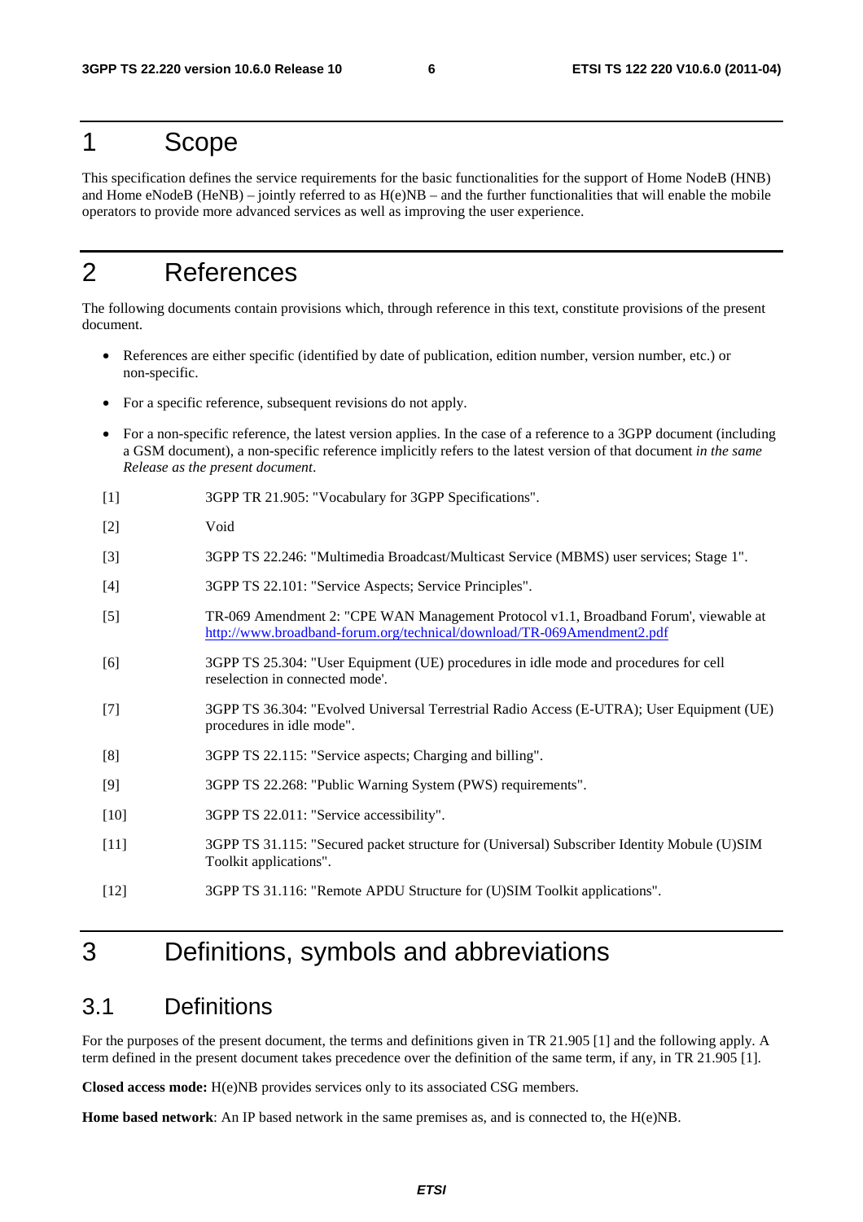# 1 Scope

This specification defines the service requirements for the basic functionalities for the support of Home NodeB (HNB) and Home eNodeB (HeNB) – jointly referred to as H(e)NB – and the further functionalities that will enable the mobile operators to provide more advanced services as well as improving the user experience.

# 2 References

The following documents contain provisions which, through reference in this text, constitute provisions of the present document.

- References are either specific (identified by date of publication, edition number, version number, etc.) or non-specific.
- For a specific reference, subsequent revisions do not apply.
- For a non-specific reference, the latest version applies. In the case of a reference to a 3GPP document (including a GSM document), a non-specific reference implicitly refers to the latest version of that document *in the same Release as the present document*.

[1] 3GPP TR 21.905: "Vocabulary for 3GPP Specifications".

[2] Void

[3] 3GPP TS 22.246: "Multimedia Broadcast/Multicast Service (MBMS) user services; Stage 1".

[4] 3GPP TS 22.101: "Service Aspects; Service Principles".

[5] TR-069 Amendment 2: "CPE WAN Management Protocol v1.1, Broadband Forum', viewable at http://www.broadband-forum.org/technical/download/TR-069Amendment2.pdf

[6] 3GPP TS 25.304: "User Equipment (UE) procedures in idle mode and procedures for cell reselection in connected mode'.

[7] 3GPP TS 36.304: "Evolved Universal Terrestrial Radio Access (E-UTRA); User Equipment (UE) procedures in idle mode".

[8] 3GPP TS 22.115: "Service aspects; Charging and billing".

[9] 3GPP TS 22.268: "Public Warning System (PWS) requirements".

[10] 3GPP TS 22.011: "Service accessibility".

[11] 3GPP TS 31.115: "Secured packet structure for (Universal) Subscriber Identity Mobule (U)SIM Toolkit applications".

[12] 3GPP TS 31.116: "Remote APDU Structure for (U)SIM Toolkit applications".

# 3 Definitions, symbols and abbreviations

## 3.1 Definitions

For the purposes of the present document, the terms and definitions given in TR 21.905 [1] and the following apply. A term defined in the present document takes precedence over the definition of the same term, if any, in TR 21.905 [1].

**Closed access mode:** H(e)NB provides services only to its associated CSG members.

**Home based network**: An IP based network in the same premises as, and is connected to, the H(e)NB.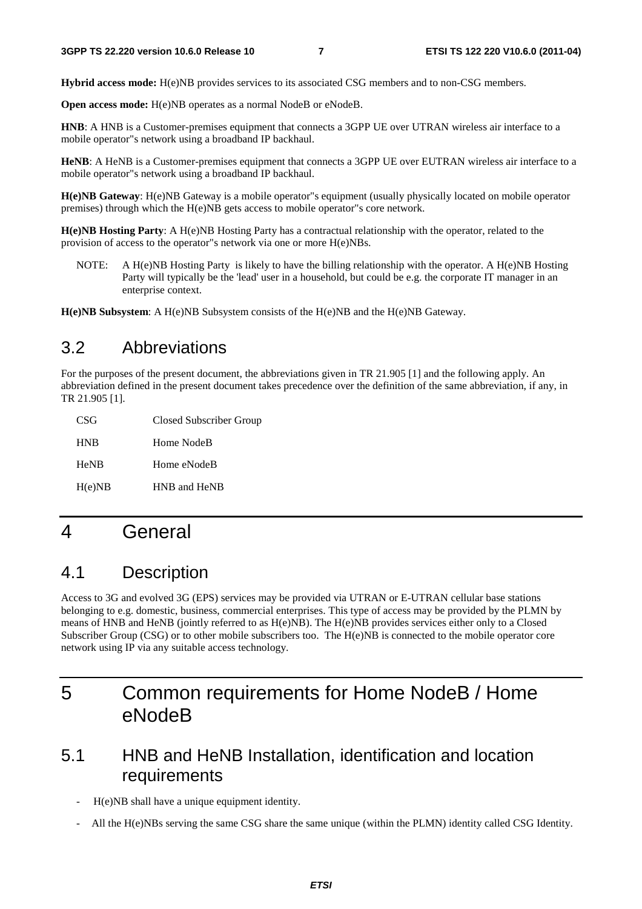**Hybrid access mode:** H(e)NB provides services to its associated CSG members and to non-CSG members.

**Open access mode:** H(e)NB operates as a normal NodeB or eNodeB.

**HNB**: A HNB is a Customer-premises equipment that connects a 3GPP UE over UTRAN wireless air interface to a mobile operator"s network using a broadband IP backhaul.

**HeNB**: A HeNB is a Customer-premises equipment that connects a 3GPP UE over EUTRAN wireless air interface to a mobile operator"s network using a broadband IP backhaul.

**H(e)NB Gateway**: H(e)NB Gateway is a mobile operator"s equipment (usually physically located on mobile operator premises) through which the H(e)NB gets access to mobile operator"s core network.

**H(e)NB Hosting Party**: A H(e)NB Hosting Party has a contractual relationship with the operator, related to the provision of access to the operator"s network via one or more H(e)NBs.

NOTE: A H(e)NB Hosting Party is likely to have the billing relationship with the operator. A H(e)NB Hosting Party will typically be the 'lead' user in a household, but could be e.g. the corporate IT manager in an enterprise context.

**H(e)NB Subsystem**: A H(e)NB Subsystem consists of the H(e)NB and the H(e)NB Gateway.

## 3.2 Abbreviations

For the purposes of the present document, the abbreviations given in TR 21.905 [1] and the following apply. An abbreviation defined in the present document takes precedence over the definition of the same abbreviation, if any, in TR 21.905 [1].

CSG Closed Subscriber Group

HNB Home NodeB

HeNB Home eNodeB

H(e)NB HNB and HeNB

# 4 General

## 4.1 Description

Access to 3G and evolved 3G (EPS) services may be provided via UTRAN or E-UTRAN cellular base stations belonging to e.g. domestic, business, commercial enterprises. This type of access may be provided by the PLMN by means of HNB and HeNB (jointly referred to as H(e)NB). The H(e)NB provides services either only to a Closed Subscriber Group (CSG) or to other mobile subscribers too. The H(e)NB is connected to the mobile operator core network using IP via any suitable access technology.

# 5 Common requirements for Home NodeB / Home eNodeB

## 5.1 HNB and HeNB Installation, identification and location requirements

- H(e)NB shall have a unique equipment identity.
- All the H(e)NBs serving the same CSG share the same unique (within the PLMN) identity called CSG Identity.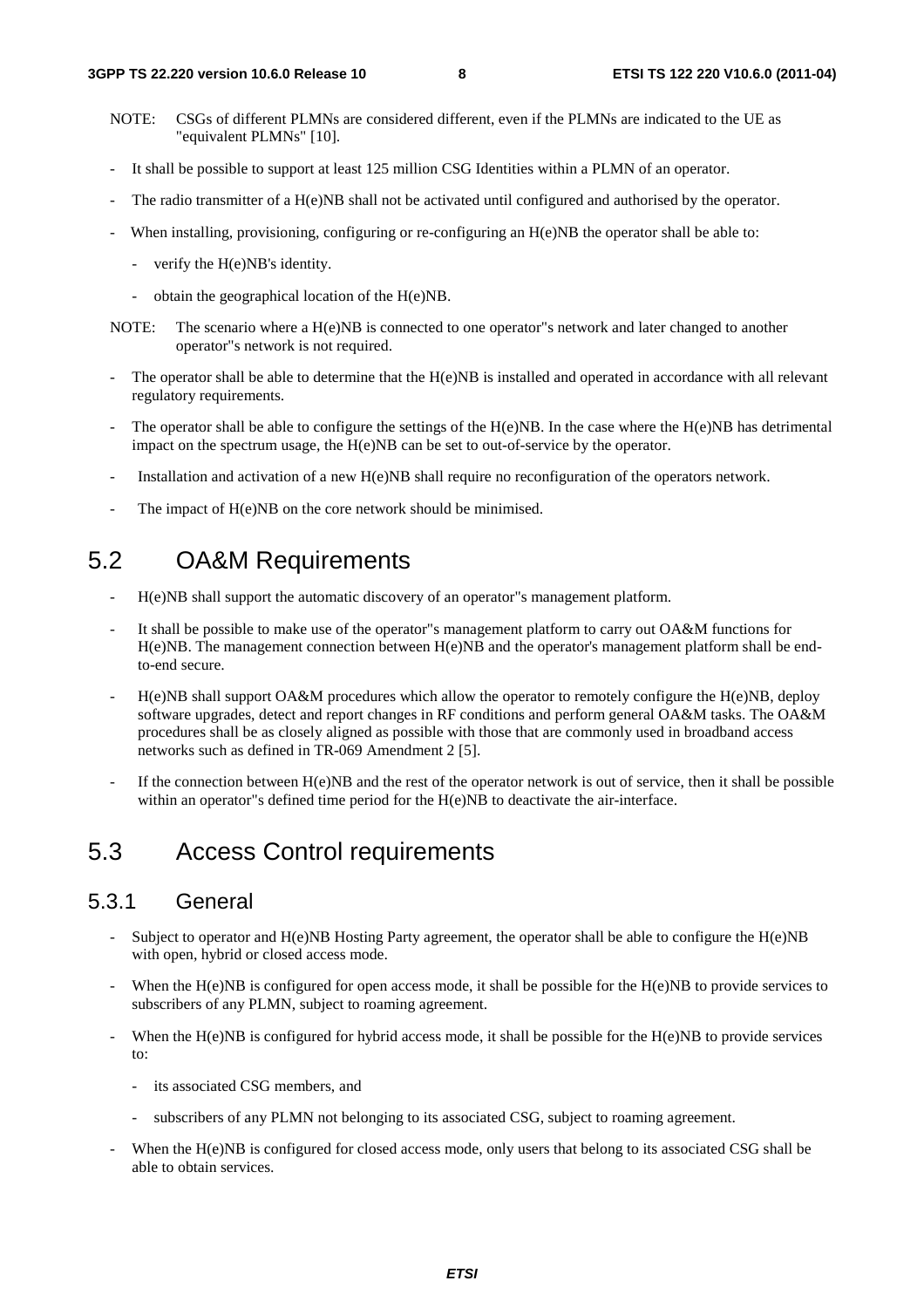NOTE: CSGs of different PLMNs are considered different, even if the PLMNs are indicated to the UE as "equivalent PLMNs" [10].

- It shall be possible to support at least 125 million CSG Identities within a PLMN of an operator.
- The radio transmitter of a H(e)NB shall not be activated until configured and authorised by the operator.
- When installing, provisioning, configuring or re-configuring an H(e)NB the operator shall be able to:
    - verify the H(e)NB's identity.
    - obtain the geographical location of the H(e)NB.

NOTE: The scenario where a H(e)NB is connected to one operator"s network and later changed to another operator"s network is not required.

- The operator shall be able to determine that the H(e)NB is installed and operated in accordance with all relevant regulatory requirements.
- The operator shall be able to configure the settings of the H(e)NB. In the case where the H(e)NB has detrimental impact on the spectrum usage, the H(e)NB can be set to out-of-service by the operator.
- Installation and activation of a new H(e)NB shall require no reconfiguration of the operators network.
- The impact of H(e)NB on the core network should be minimised.

## 5.2 OA&M Requirements

- H(e)NB shall support the automatic discovery of an operator"s management platform.
- It shall be possible to make use of the operator"s management platform to carry out OA&M functions for H(e)NB. The management connection between H(e)NB and the operator's management platform shall be end-to-end secure.
- H(e)NB shall support OA&M procedures which allow the operator to remotely configure the H(e)NB, deploy software upgrades, detect and report changes in RF conditions and perform general OA&M tasks. The OA&M procedures shall be as closely aligned as possible with those that are commonly used in broadband access networks such as defined in TR-069 Amendment 2 [5].
- If the connection between H(e)NB and the rest of the operator network is out of service, then it shall be possible within an operator"s defined time period for the H(e)NB to deactivate the air-interface.

## 5.3 Access Control requirements

### 5.3.1 General

- Subject to operator and H(e)NB Hosting Party agreement, the operator shall be able to configure the H(e)NB with open, hybrid or closed access mode.
- When the H(e)NB is configured for open access mode, it shall be possible for the H(e)NB to provide services to subscribers of any PLMN, subject to roaming agreement.
- When the H(e)NB is configured for hybrid access mode, it shall be possible for the H(e)NB to provide services to:
    - its associated CSG members, and
    - subscribers of any PLMN not belonging to its associated CSG, subject to roaming agreement.
- When the H(e)NB is configured for closed access mode, only users that belong to its associated CSG shall be able to obtain services.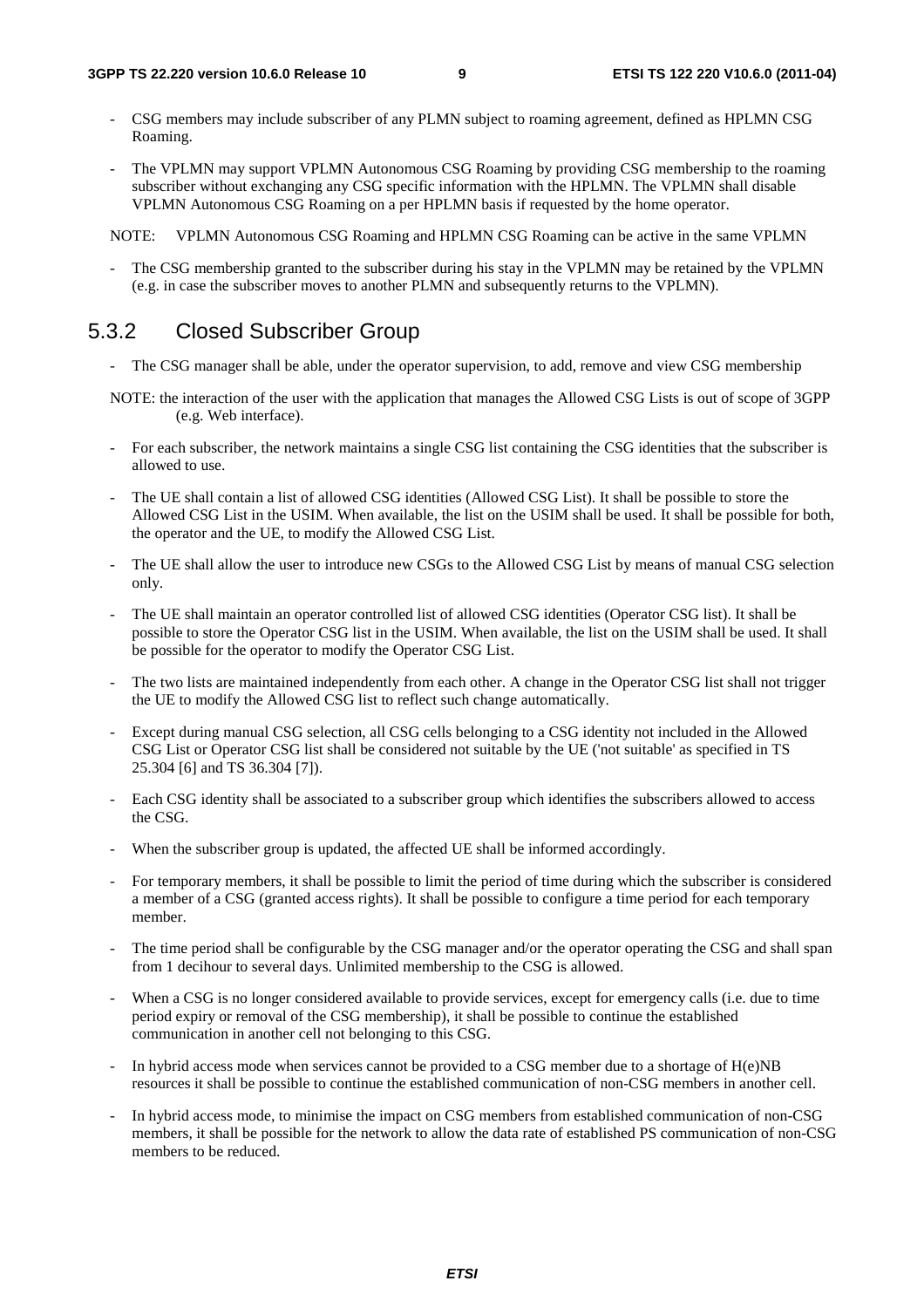- CSG members may include subscriber of any PLMN subject to roaming agreement, defined as HPLMN CSG Roaming.

- The VPLMN may support VPLMN Autonomous CSG Roaming by providing CSG membership to the roaming subscriber without exchanging any CSG specific information with the HPLMN. The VPLMN shall disable VPLMN Autonomous CSG Roaming on a per HPLMN basis if requested by the home operator.

NOTE: VPLMN Autonomous CSG Roaming and HPLMN CSG Roaming can be active in the same VPLMN

- The CSG membership granted to the subscriber during his stay in the VPLMN may be retained by the VPLMN (e.g. in case the subscriber moves to another PLMN and subsequently returns to the VPLMN).

## 5.3.2 Closed Subscriber Group

- The CSG manager shall be able, under the operator supervision, to add, remove and view CSG membership

NOTE: the interaction of the user with the application that manages the Allowed CSG Lists is out of scope of 3GPP (e.g. Web interface).

- For each subscriber, the network maintains a single CSG list containing the CSG identities that the subscriber is allowed to use.

- The UE shall contain a list of allowed CSG identities (Allowed CSG List). It shall be possible to store the Allowed CSG List in the USIM. When available, the list on the USIM shall be used. It shall be possible for both, the operator and the UE, to modify the Allowed CSG List.

- The UE shall allow the user to introduce new CSGs to the Allowed CSG List by means of manual CSG selection only.

- The UE shall maintain an operator controlled list of allowed CSG identities (Operator CSG list). It shall be possible to store the Operator CSG list in the USIM. When available, the list on the USIM shall be used. It shall be possible for the operator to modify the Operator CSG List.

- The two lists are maintained independently from each other. A change in the Operator CSG list shall not trigger the UE to modify the Allowed CSG list to reflect such change automatically.

- Except during manual CSG selection, all CSG cells belonging to a CSG identity not included in the Allowed CSG List or Operator CSG list shall be considered not suitable by the UE ('not suitable' as specified in TS 25.304 [6] and TS 36.304 [7]).

- Each CSG identity shall be associated to a subscriber group which identifies the subscribers allowed to access the CSG.

- When the subscriber group is updated, the affected UE shall be informed accordingly.

- For temporary members, it shall be possible to limit the period of time during which the subscriber is considered a member of a CSG (granted access rights). It shall be possible to configure a time period for each temporary member.

- The time period shall be configurable by the CSG manager and/or the operator operating the CSG and shall span from 1 decihour to several days. Unlimited membership to the CSG is allowed.

- When a CSG is no longer considered available to provide services, except for emergency calls (i.e. due to time period expiry or removal of the CSG membership), it shall be possible to continue the established communication in another cell not belonging to this CSG.

- In hybrid access mode when services cannot be provided to a CSG member due to a shortage of H(e)NB resources it shall be possible to continue the established communication of non-CSG members in another cell.

- In hybrid access mode, to minimise the impact on CSG members from established communication of non-CSG members, it shall be possible for the network to allow the data rate of established PS communication of non-CSG members to be reduced.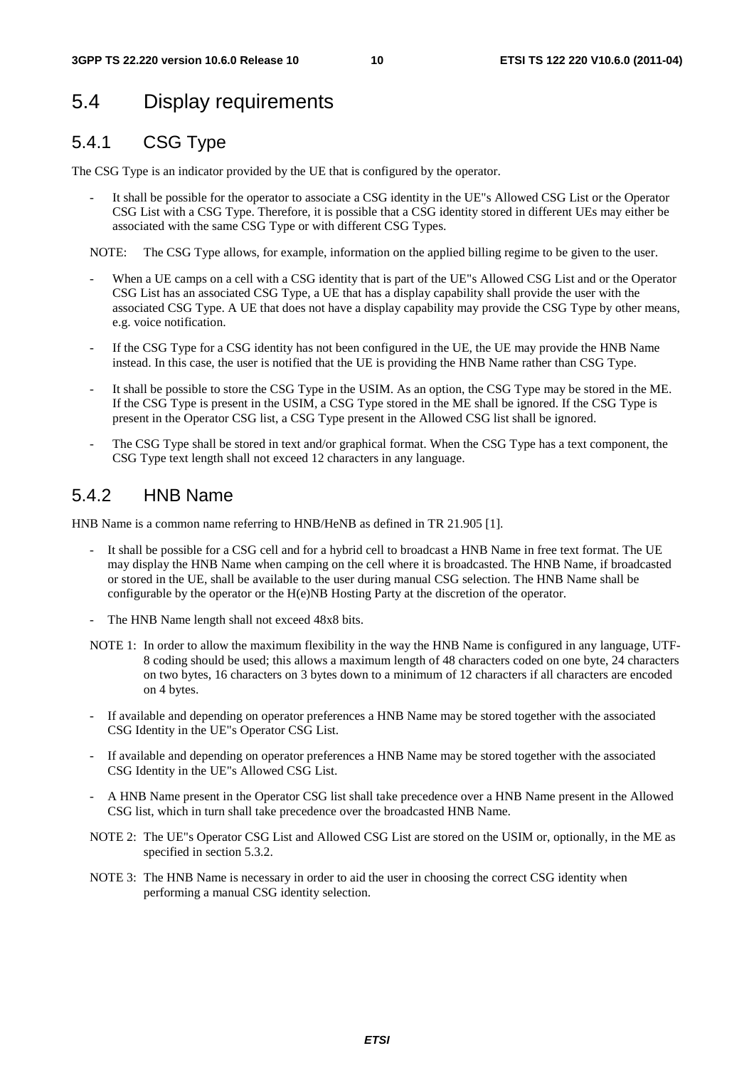# 5.4 Display requirements

## 5.4.1 CSG Type

The CSG Type is an indicator provided by the UE that is configured by the operator.

- It shall be possible for the operator to associate a CSG identity in the UE"s Allowed CSG List or the Operator CSG List with a CSG Type. Therefore, it is possible that a CSG identity stored in different UEs may either be associated with the same CSG Type or with different CSG Types.

NOTE: The CSG Type allows, for example, information on the applied billing regime to be given to the user.

- When a UE camps on a cell with a CSG identity that is part of the UE"s Allowed CSG List and or the Operator CSG List has an associated CSG Type, a UE that has a display capability shall provide the user with the associated CSG Type. A UE that does not have a display capability may provide the CSG Type by other means, e.g. voice notification.
- If the CSG Type for a CSG identity has not been configured in the UE, the UE may provide the HNB Name instead. In this case, the user is notified that the UE is providing the HNB Name rather than CSG Type.
- It shall be possible to store the CSG Type in the USIM. As an option, the CSG Type may be stored in the ME. If the CSG Type is present in the USIM, a CSG Type stored in the ME shall be ignored. If the CSG Type is present in the Operator CSG list, a CSG Type present in the Allowed CSG list shall be ignored.
- The CSG Type shall be stored in text and/or graphical format. When the CSG Type has a text component, the CSG Type text length shall not exceed 12 characters in any language.

## 5.4.2 HNB Name

HNB Name is a common name referring to HNB/HeNB as defined in TR 21.905 [1].

- It shall be possible for a CSG cell and for a hybrid cell to broadcast a HNB Name in free text format. The UE may display the HNB Name when camping on the cell where it is broadcasted. The HNB Name, if broadcasted or stored in the UE, shall be available to the user during manual CSG selection. The HNB Name shall be configurable by the operator or the H(e)NB Hosting Party at the discretion of the operator.
- The HNB Name length shall not exceed 48x8 bits.

NOTE 1: In order to allow the maximum flexibility in the way the HNB Name is configured in any language, UTF-8 coding should be used; this allows a maximum length of 48 characters coded on one byte, 24 characters on two bytes, 16 characters on 3 bytes down to a minimum of 12 characters if all characters are encoded on 4 bytes.

- If available and depending on operator preferences a HNB Name may be stored together with the associated CSG Identity in the UE"s Operator CSG List.
- If available and depending on operator preferences a HNB Name may be stored together with the associated CSG Identity in the UE"s Allowed CSG List.
- A HNB Name present in the Operator CSG list shall take precedence over a HNB Name present in the Allowed CSG list, which in turn shall take precedence over the broadcasted HNB Name.

NOTE 2: The UE"s Operator CSG List and Allowed CSG List are stored on the USIM or, optionally, in the ME as specified in section 5.3.2.

NOTE 3: The HNB Name is necessary in order to aid the user in choosing the correct CSG identity when performing a manual CSG identity selection.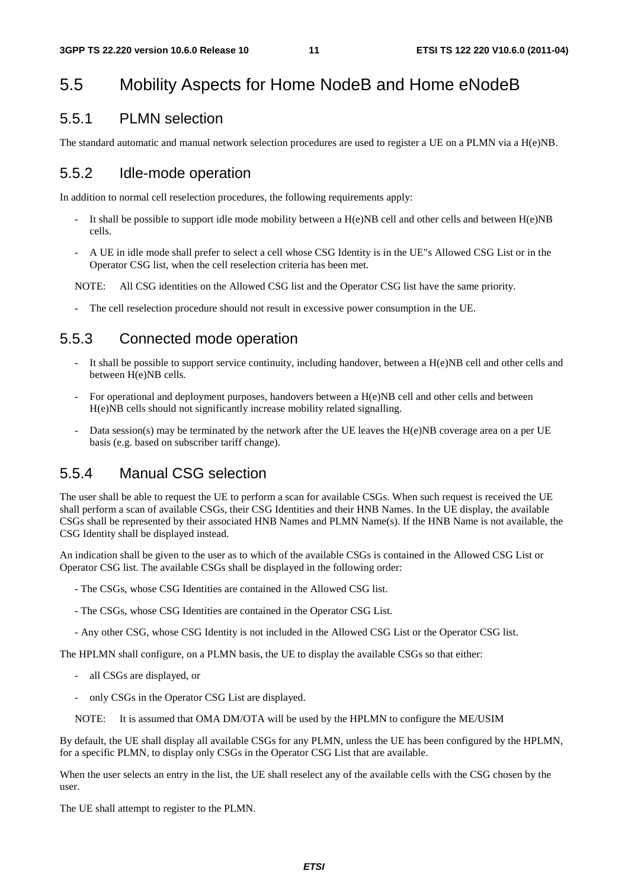# 5.5 Mobility Aspects for Home NodeB and Home eNodeB

## 5.5.1 PLMN selection

The standard automatic and manual network selection procedures are used to register a UE on a PLMN via a H(e)NB.

## 5.5.2 Idle-mode operation

In addition to normal cell reselection procedures, the following requirements apply:

- It shall be possible to support idle mode mobility between a H(e)NB cell and other cells and between H(e)NB cells.
- A UE in idle mode shall prefer to select a cell whose CSG Identity is in the UE"s Allowed CSG List or in the Operator CSG list, when the cell reselection criteria has been met.

NOTE: All CSG identities on the Allowed CSG list and the Operator CSG list have the same priority.

- The cell reselection procedure should not result in excessive power consumption in the UE.

## 5.5.3 Connected mode operation

- It shall be possible to support service continuity, including handover, between a H(e)NB cell and other cells and between H(e)NB cells.
- For operational and deployment purposes, handovers between a H(e)NB cell and other cells and between H(e)NB cells should not significantly increase mobility related signalling.
- Data session(s) may be terminated by the network after the UE leaves the H(e)NB coverage area on a per UE basis (e.g. based on subscriber tariff change).

## 5.5.4 Manual CSG selection

The user shall be able to request the UE to perform a scan for available CSGs. When such request is received the UE shall perform a scan of available CSGs, their CSG Identities and their HNB Names. In the UE display, the available CSGs shall be represented by their associated HNB Names and PLMN Name(s). If the HNB Name is not available, the CSG Identity shall be displayed instead.

An indication shall be given to the user as to which of the available CSGs is contained in the Allowed CSG List or Operator CSG list. The available CSGs shall be displayed in the following order:

- The CSGs, whose CSG Identities are contained in the Allowed CSG list.
- The CSGs, whose CSG Identities are contained in the Operator CSG List.
- Any other CSG, whose CSG Identity is not included in the Allowed CSG List or the Operator CSG list.

The HPLMN shall configure, on a PLMN basis, the UE to display the available CSGs so that either:

- all CSGs are displayed, or
- only CSGs in the Operator CSG List are displayed.

NOTE: It is assumed that OMA DM/OTA will be used by the HPLMN to configure the ME/USIM

By default, the UE shall display all available CSGs for any PLMN, unless the UE has been configured by the HPLMN, for a specific PLMN, to display only CSGs in the Operator CSG List that are available.

When the user selects an entry in the list, the UE shall reselect any of the available cells with the CSG chosen by the user.

The UE shall attempt to register to the PLMN.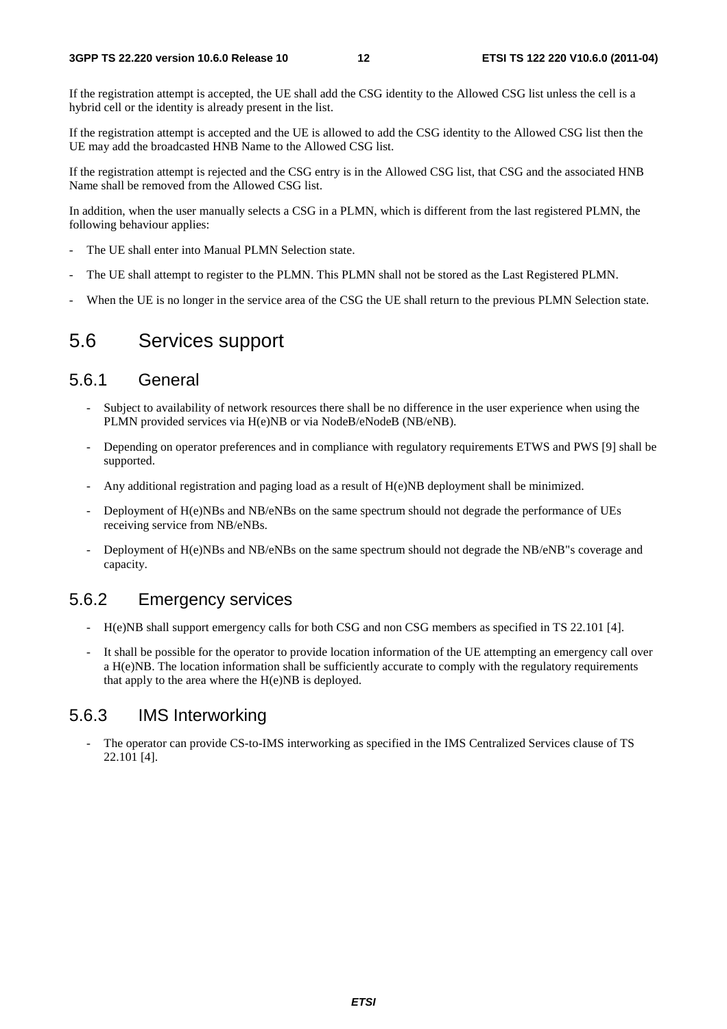If the registration attempt is accepted, the UE shall add the CSG identity to the Allowed CSG list unless the cell is a hybrid cell or the identity is already present in the list.

If the registration attempt is accepted and the UE is allowed to add the CSG identity to the Allowed CSG list then the UE may add the broadcasted HNB Name to the Allowed CSG list.

If the registration attempt is rejected and the CSG entry is in the Allowed CSG list, that CSG and the associated HNB Name shall be removed from the Allowed CSG list.

In addition, when the user manually selects a CSG in a PLMN, which is different from the last registered PLMN, the following behaviour applies:

- The UE shall enter into Manual PLMN Selection state.
- The UE shall attempt to register to the PLMN. This PLMN shall not be stored as the Last Registered PLMN.
- When the UE is no longer in the service area of the CSG the UE shall return to the previous PLMN Selection state.

## 5.6 Services support

### 5.6.1 General

- Subject to availability of network resources there shall be no difference in the user experience when using the PLMN provided services via H(e)NB or via NodeB/eNodeB (NB/eNB).
- Depending on operator preferences and in compliance with regulatory requirements ETWS and PWS [9] shall be supported.
- Any additional registration and paging load as a result of H(e)NB deployment shall be minimized.
- Deployment of H(e)NBs and NB/eNBs on the same spectrum should not degrade the performance of UEs receiving service from NB/eNBs.
- Deployment of H(e)NBs and NB/eNBs on the same spectrum should not degrade the NB/eNB"s coverage and capacity.

### 5.6.2 Emergency services

- H(e)NB shall support emergency calls for both CSG and non CSG members as specified in TS 22.101 [4].
- It shall be possible for the operator to provide location information of the UE attempting an emergency call over a H(e)NB. The location information shall be sufficiently accurate to comply with the regulatory requirements that apply to the area where the H(e)NB is deployed.

### 5.6.3 IMS Interworking

- The operator can provide CS-to-IMS interworking as specified in the IMS Centralized Services clause of TS 22.101 [4].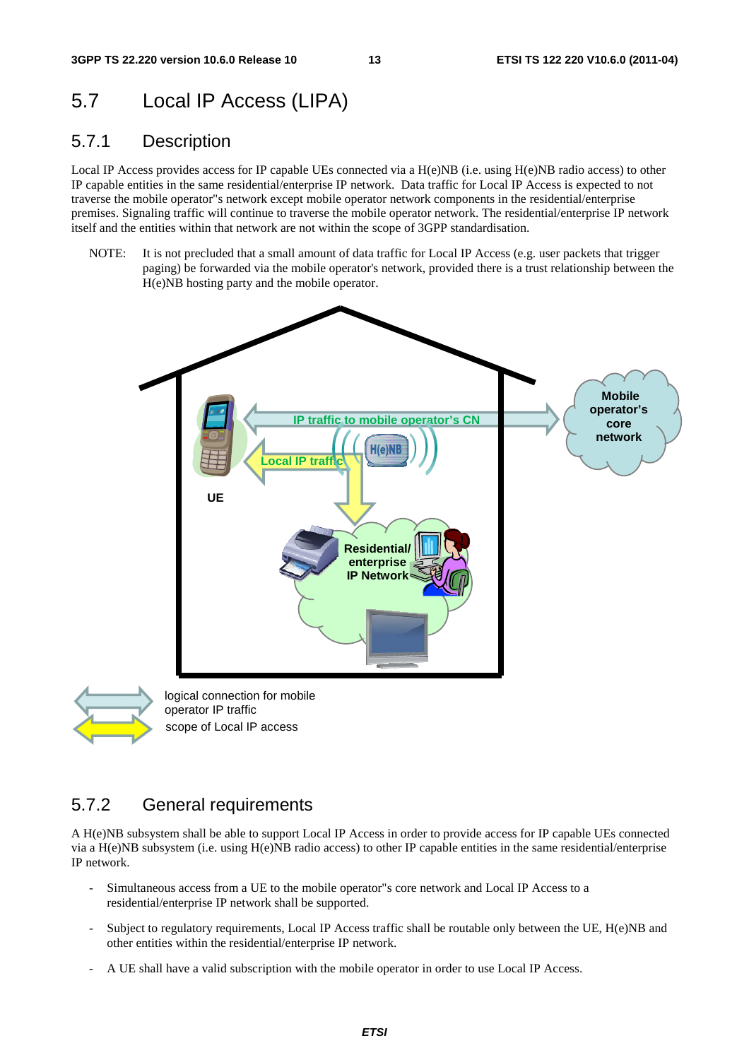## 5.7 Local IP Access (LIPA)

### 5.7.1 Description

Local IP Access provides access for IP capable UEs connected via a H(e)NB (i.e. using H(e)NB radio access) to other IP capable entities in the same residential/enterprise IP network. Data traffic for Local IP Access is expected to not traverse the mobile operator"s network except mobile operator network components in the residential/enterprise premises. Signaling traffic will continue to traverse the mobile operator network. The residential/enterprise IP network itself and the entities within that network are not within the scope of 3GPP standardisation.

NOTE: It is not precluded that a small amount of data traffic for Local IP Access (e.g. user packets that trigger paging) be forwarded via the mobile operator's network, provided there is a trust relationship between the H(e)NB hosting party and the mobile operator.

### 5.7.2 General requirements

A H(e)NB subsystem shall be able to support Local IP Access in order to provide access for IP capable UEs connected via a H(e)NB subsystem (i.e. using H(e)NB radio access) to other IP capable entities in the same residential/enterprise IP network.

- Simultaneous access from a UE to the mobile operator"s core network and Local IP Access to a residential/enterprise IP network shall be supported.
- Subject to regulatory requirements, Local IP Access traffic shall be routable only between the UE, H(e)NB and other entities within the residential/enterprise IP network.
- A UE shall have a valid subscription with the mobile operator in order to use Local IP Access.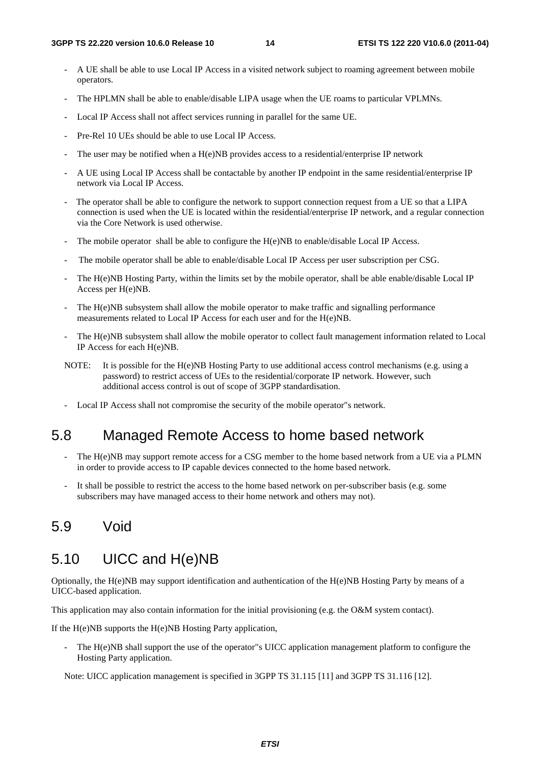- A UE shall be able to use Local IP Access in a visited network subject to roaming agreement between mobile operators.
- The HPLMN shall be able to enable/disable LIPA usage when the UE roams to particular VPLMNs.
- Local IP Access shall not affect services running in parallel for the same UE.
- Pre-Rel 10 UEs should be able to use Local IP Access.
- The user may be notified when a H(e)NB provides access to a residential/enterprise IP network
- A UE using Local IP Access shall be contactable by another IP endpoint in the same residential/enterprise IP network via Local IP Access.
- The operator shall be able to configure the network to support connection request from a UE so that a LIPA connection is used when the UE is located within the residential/enterprise IP network, and a regular connection via the Core Network is used otherwise.
- The mobile operator shall be able to configure the H(e)NB to enable/disable Local IP Access.
- The mobile operator shall be able to enable/disable Local IP Access per user subscription per CSG.
- The H(e)NB Hosting Party, within the limits set by the mobile operator, shall be able enable/disable Local IP Access per H(e)NB.
- The H(e)NB subsystem shall allow the mobile operator to make traffic and signalling performance measurements related to Local IP Access for each user and for the H(e)NB.
- The H(e)NB subsystem shall allow the mobile operator to collect fault management information related to Local IP Access for each H(e)NB.

NOTE: It is possible for the H(e)NB Hosting Party to use additional access control mechanisms (e.g. using a password) to restrict access of UEs to the residential/corporate IP network. However, such additional access control is out of scope of 3GPP standardisation.

- Local IP Access shall not compromise the security of the mobile operator"s network.

# 5.8 Managed Remote Access to home based network

- The H(e)NB may support remote access for a CSG member to the home based network from a UE via a PLMN in order to provide access to IP capable devices connected to the home based network.
- It shall be possible to restrict the access to the home based network on per-subscriber basis (e.g. some subscribers may have managed access to their home network and others may not).

# 5.9 Void

# 5.10 UICC and H(e)NB

Optionally, the H(e)NB may support identification and authentication of the H(e)NB Hosting Party by means of a UICC-based application.

This application may also contain information for the initial provisioning (e.g. the O&M system contact).

If the H(e)NB supports the H(e)NB Hosting Party application,

- The H(e)NB shall support the use of the operator"s UICC application management platform to configure the Hosting Party application.

Note: UICC application management is specified in 3GPP TS 31.115 [11] and 3GPP TS 31.116 [12].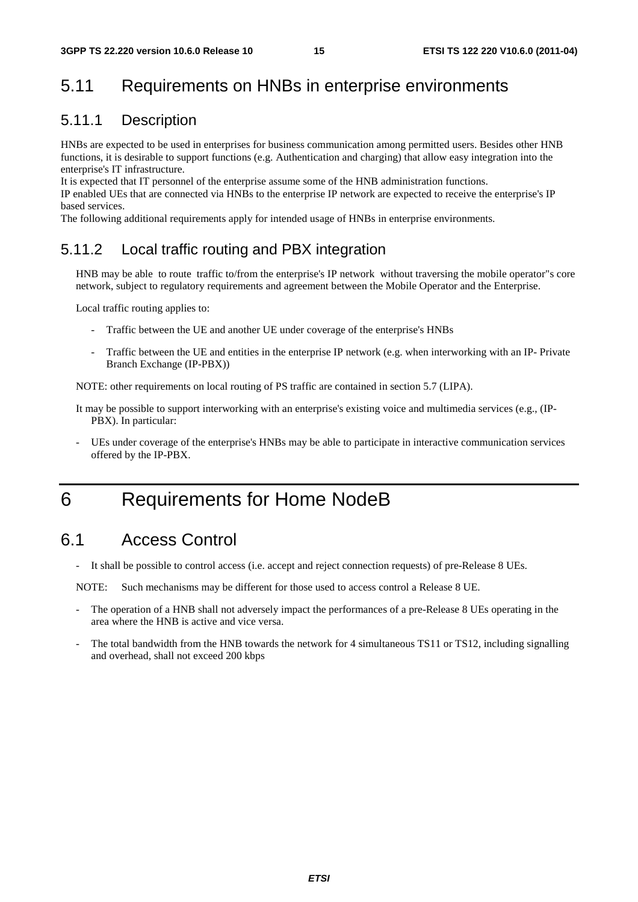## 5.11 Requirements on HNBs in enterprise environments

### 5.11.1 Description

HNBs are expected to be used in enterprises for business communication among permitted users. Besides other HNB functions, it is desirable to support functions (e.g. Authentication and charging) that allow easy integration into the enterprise's IT infrastructure.

It is expected that IT personnel of the enterprise assume some of the HNB administration functions.

IP enabled UEs that are connected via HNBs to the enterprise IP network are expected to receive the enterprise's IP based services.

The following additional requirements apply for intended usage of HNBs in enterprise environments.

### 5.11.2 Local traffic routing and PBX integration

HNB may be able to route traffic to/from the enterprise's IP network without traversing the mobile operator"s core network, subject to regulatory requirements and agreement between the Mobile Operator and the Enterprise.

Local traffic routing applies to:

- Traffic between the UE and another UE under coverage of the enterprise's HNBs
- Traffic between the UE and entities in the enterprise IP network (e.g. when interworking with an IP- Private Branch Exchange (IP-PBX))

NOTE: other requirements on local routing of PS traffic are contained in section 5.7 (LIPA).

It may be possible to support interworking with an enterprise's existing voice and multimedia services (e.g., (IP-PBX). In particular:

- UEs under coverage of the enterprise's HNBs may be able to participate in interactive communication services offered by the IP-PBX.

# 6 Requirements for Home NodeB

## 6.1 Access Control

- It shall be possible to control access (i.e. accept and reject connection requests) of pre-Release 8 UEs.

NOTE: Such mechanisms may be different for those used to access control a Release 8 UE.

- The operation of a HNB shall not adversely impact the performances of a pre-Release 8 UEs operating in the area where the HNB is active and vice versa.
- The total bandwidth from the HNB towards the network for 4 simultaneous TS11 or TS12, including signalling and overhead, shall not exceed 200 kbps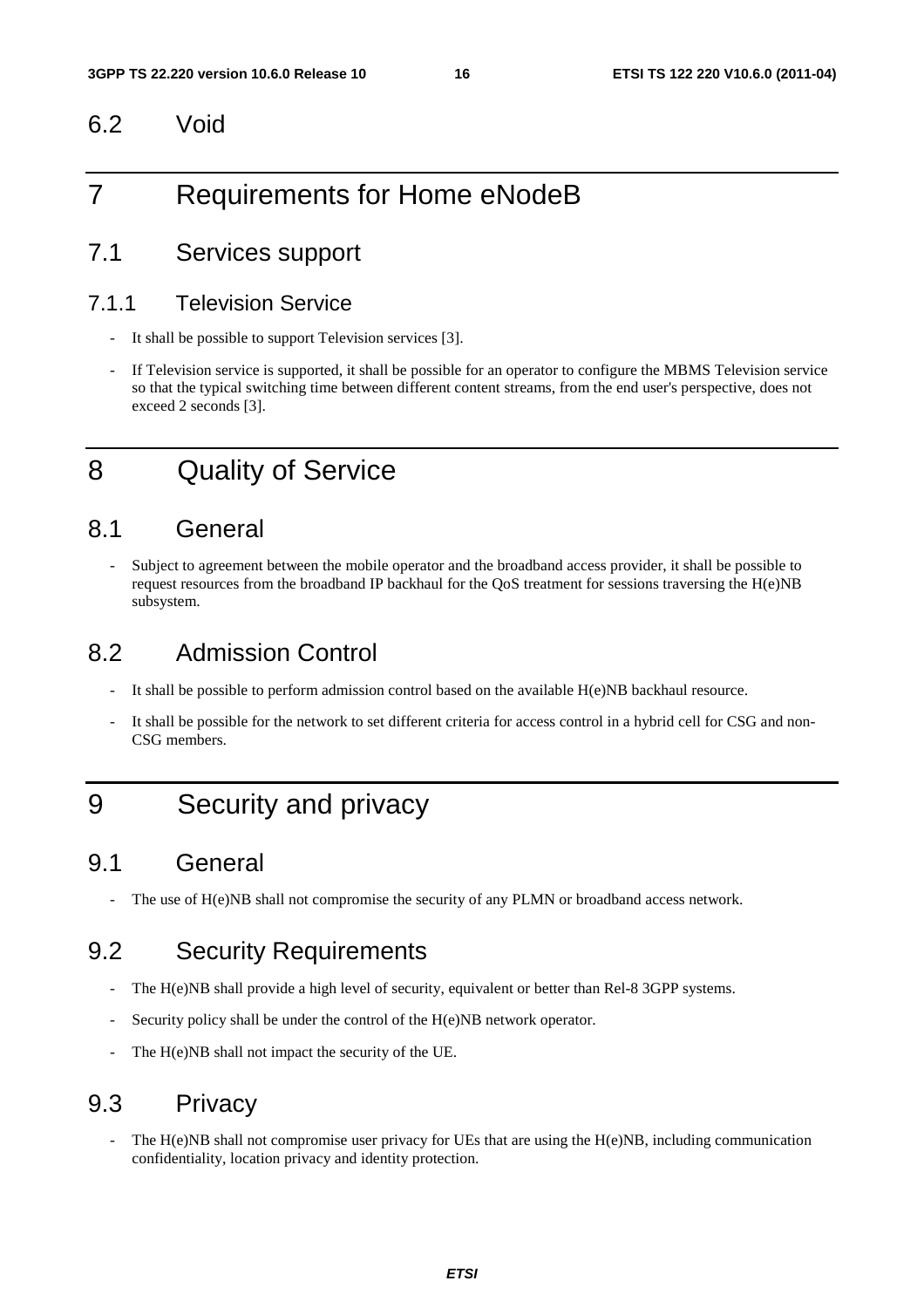## 6.2 Void

# 7 Requirements for Home eNodeB

## 7.1 Services support

### 7.1.1 Television Service

- It shall be possible to support Television services [3].
- If Television service is supported, it shall be possible for an operator to configure the MBMS Television service so that the typical switching time between different content streams, from the end user's perspective, does not exceed 2 seconds [3].

# 8 Quality of Service

## 8.1 General

- Subject to agreement between the mobile operator and the broadband access provider, it shall be possible to request resources from the broadband IP backhaul for the QoS treatment for sessions traversing the H(e)NB subsystem.

## 8.2 Admission Control

- It shall be possible to perform admission control based on the available H(e)NB backhaul resource.
- It shall be possible for the network to set different criteria for access control in a hybrid cell for CSG and non-CSG members.

# 9 Security and privacy

## 9.1 General

- The use of H(e)NB shall not compromise the security of any PLMN or broadband access network.

## 9.2 Security Requirements

- The H(e)NB shall provide a high level of security, equivalent or better than Rel-8 3GPP systems.
- Security policy shall be under the control of the H(e)NB network operator.
- The H(e)NB shall not impact the security of the UE.

## 9.3 Privacy

- The H(e)NB shall not compromise user privacy for UEs that are using the H(e)NB, including communication confidentiality, location privacy and identity protection.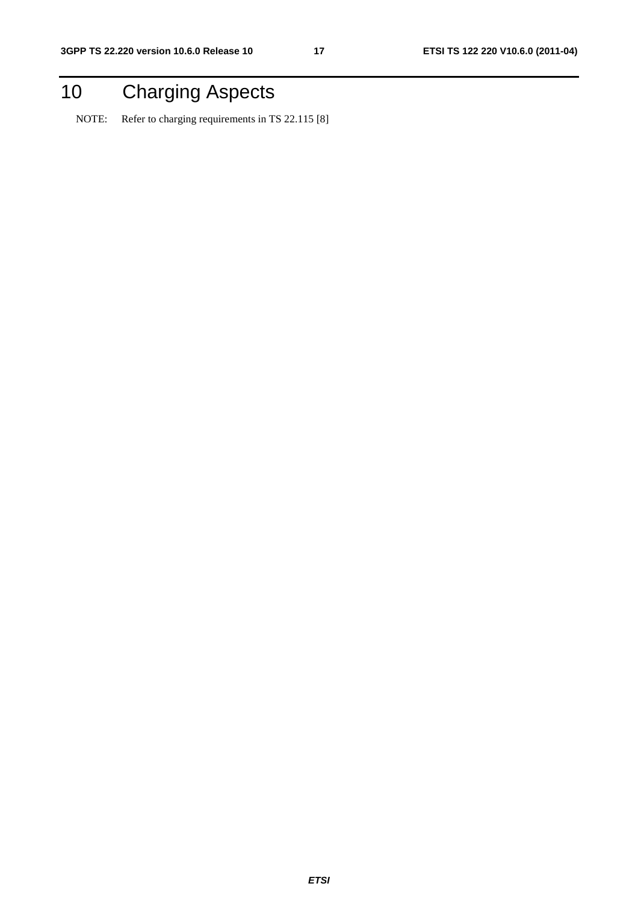# 10 Charging Aspects

NOTE: Refer to charging requirements in TS 22.115 [8]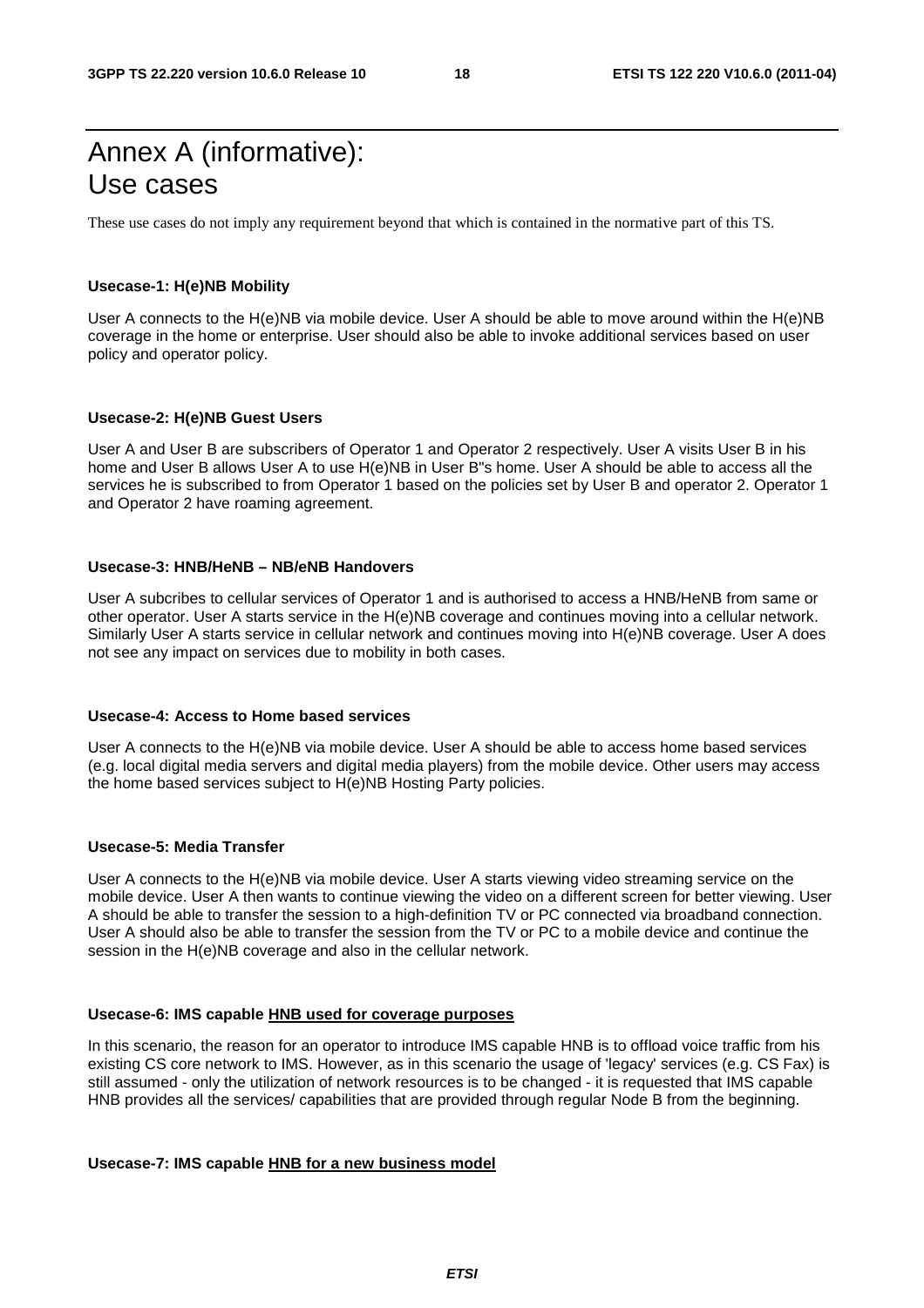# Annex A (informative): Use cases

These use cases do not imply any requirement beyond that which is contained in the normative part of this TS.

**Usecase-1: H(e)NB Mobility**

User A connects to the H(e)NB via mobile device. User A should be able to move around within the H(e)NB coverage in the home or enterprise. User should also be able to invoke additional services based on user policy and operator policy.

**Usecase-2: H(e)NB Guest Users**

User A and User B are subscribers of Operator 1 and Operator 2 respectively. User A visits User B in his home and User B allows User A to use H(e)NB in User B"s home. User A should be able to access all the services he is subscribed to from Operator 1 based on the policies set by User B and operator 2. Operator 1 and Operator 2 have roaming agreement.

**Usecase-3: HNB/HeNB – NB/eNB Handovers**

User A subcribes to cellular services of Operator 1 and is authorised to access a HNB/HeNB from same or other operator. User A starts service in the H(e)NB coverage and continues moving into a cellular network. Similarly User A starts service in cellular network and continues moving into H(e)NB coverage. User A does not see any impact on services due to mobility in both cases.

**Usecase-4: Access to Home based services**

User A connects to the H(e)NB via mobile device. User A should be able to access home based services (e.g. local digital media servers and digital media players) from the mobile device. Other users may access the home based services subject to H(e)NB Hosting Party policies.

**Usecase-5: Media Transfer**

User A connects to the H(e)NB via mobile device. User A starts viewing video streaming service on the mobile device. User A then wants to continue viewing the video on a different screen for better viewing. User A should be able to transfer the session to a high-definition TV or PC connected via broadband connection. User A should also be able to transfer the session from the TV or PC to a mobile device and continue the session in the H(e)NB coverage and also in the cellular network.

**Usecase-6: IMS capable HNB used for coverage purposes**

In this scenario, the reason for an operator to introduce IMS capable HNB is to offload voice traffic from his existing CS core network to IMS. However, as in this scenario the usage of 'legacy' services (e.g. CS Fax) is still assumed - only the utilization of network resources is to be changed - it is requested that IMS capable HNB provides all the services/ capabilities that are provided through regular Node B from the beginning.

**Usecase-7: IMS capable HNB for a new business model**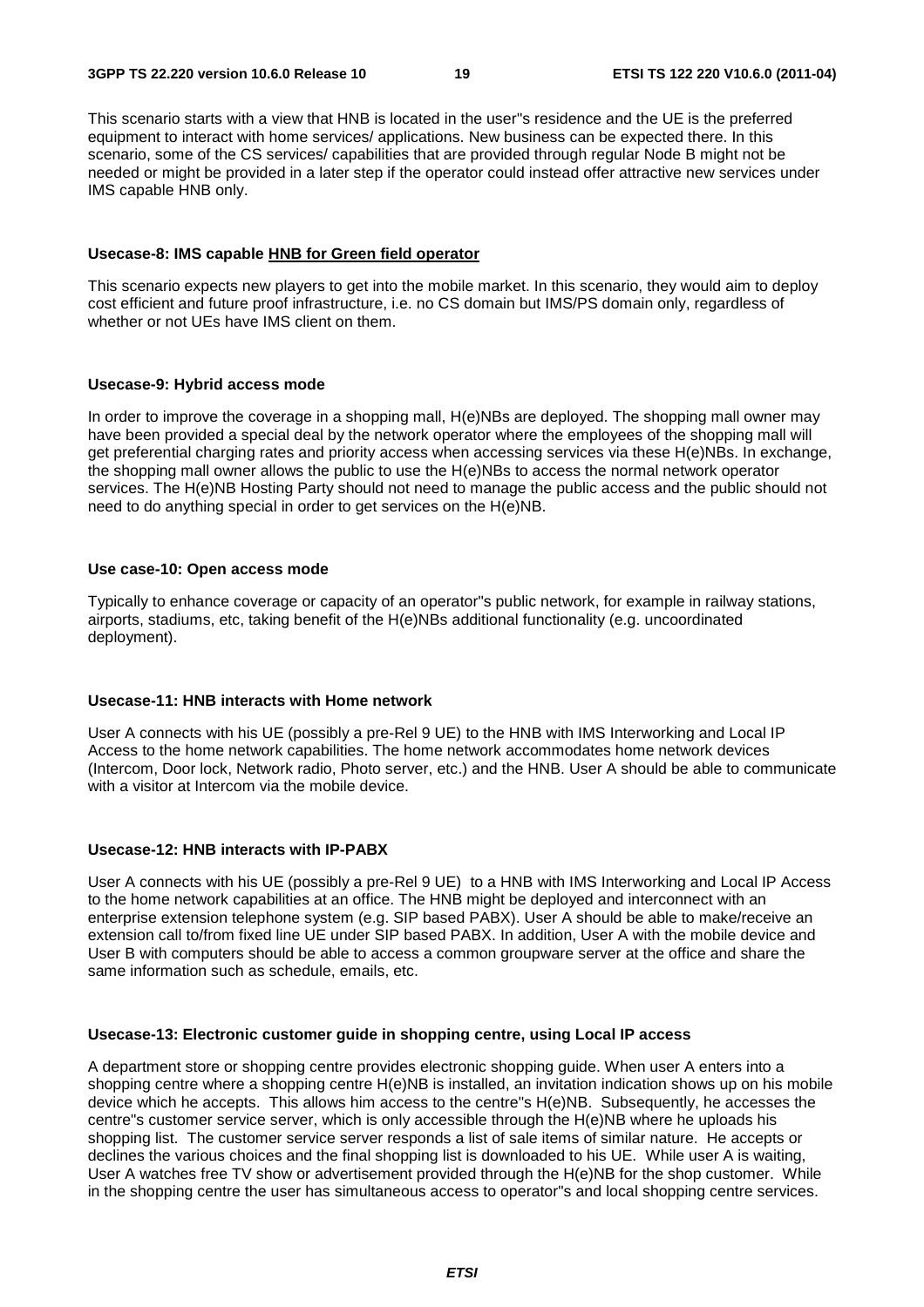This scenario starts with a view that HNB is located in the user"s residence and the UE is the preferred equipment to interact with home services/ applications. New business can be expected there. In this scenario, some of the CS services/ capabilities that are provided through regular Node B might not be needed or might be provided in a later step if the operator could instead offer attractive new services under IMS capable HNB only.

**Usecase-8: IMS capable HNB for Green field operator**

This scenario expects new players to get into the mobile market. In this scenario, they would aim to deploy cost efficient and future proof infrastructure, i.e. no CS domain but IMS/PS domain only, regardless of whether or not UEs have IMS client on them.

**Usecase-9: Hybrid access mode**

In order to improve the coverage in a shopping mall, H(e)NBs are deployed. The shopping mall owner may have been provided a special deal by the network operator where the employees of the shopping mall will get preferential charging rates and priority access when accessing services via these H(e)NBs. In exchange, the shopping mall owner allows the public to use the H(e)NBs to access the normal network operator services. The H(e)NB Hosting Party should not need to manage the public access and the public should not need to do anything special in order to get services on the H(e)NB.

**Use case-10: Open access mode**

Typically to enhance coverage or capacity of an operator"s public network, for example in railway stations, airports, stadiums, etc, taking benefit of the H(e)NBs additional functionality (e.g. uncoordinated deployment).

**Usecase-11: HNB interacts with Home network**

User A connects with his UE (possibly a pre-Rel 9 UE) to the HNB with IMS Interworking and Local IP Access to the home network capabilities. The home network accommodates home network devices (Intercom, Door lock, Network radio, Photo server, etc.) and the HNB. User A should be able to communicate with a visitor at Intercom via the mobile device.

**Usecase-12: HNB interacts with IP-PABX**

User A connects with his UE (possibly a pre-Rel 9 UE) to a HNB with IMS Interworking and Local IP Access to the home network capabilities at an office. The HNB might be deployed and interconnect with an enterprise extension telephone system (e.g. SIP based PABX). User A should be able to make/receive an extension call to/from fixed line UE under SIP based PABX. In addition, User A with the mobile device and User B with computers should be able to access a common groupware server at the office and share the same information such as schedule, emails, etc.

**Usecase-13: Electronic customer guide in shopping centre, using Local IP access**

A department store or shopping centre provides electronic shopping guide. When user A enters into a shopping centre where a shopping centre H(e)NB is installed, an invitation indication shows up on his mobile device which he accepts. This allows him access to the centre"s H(e)NB. Subsequently, he accesses the centre"s customer service server, which is only accessible through the H(e)NB where he uploads his shopping list. The customer service server responds a list of sale items of similar nature. He accepts or declines the various choices and the final shopping list is downloaded to his UE. While user A is waiting, User A watches free TV show or advertisement provided through the H(e)NB for the shop customer. While in the shopping centre the user has simultaneous access to operator"s and local shopping centre services.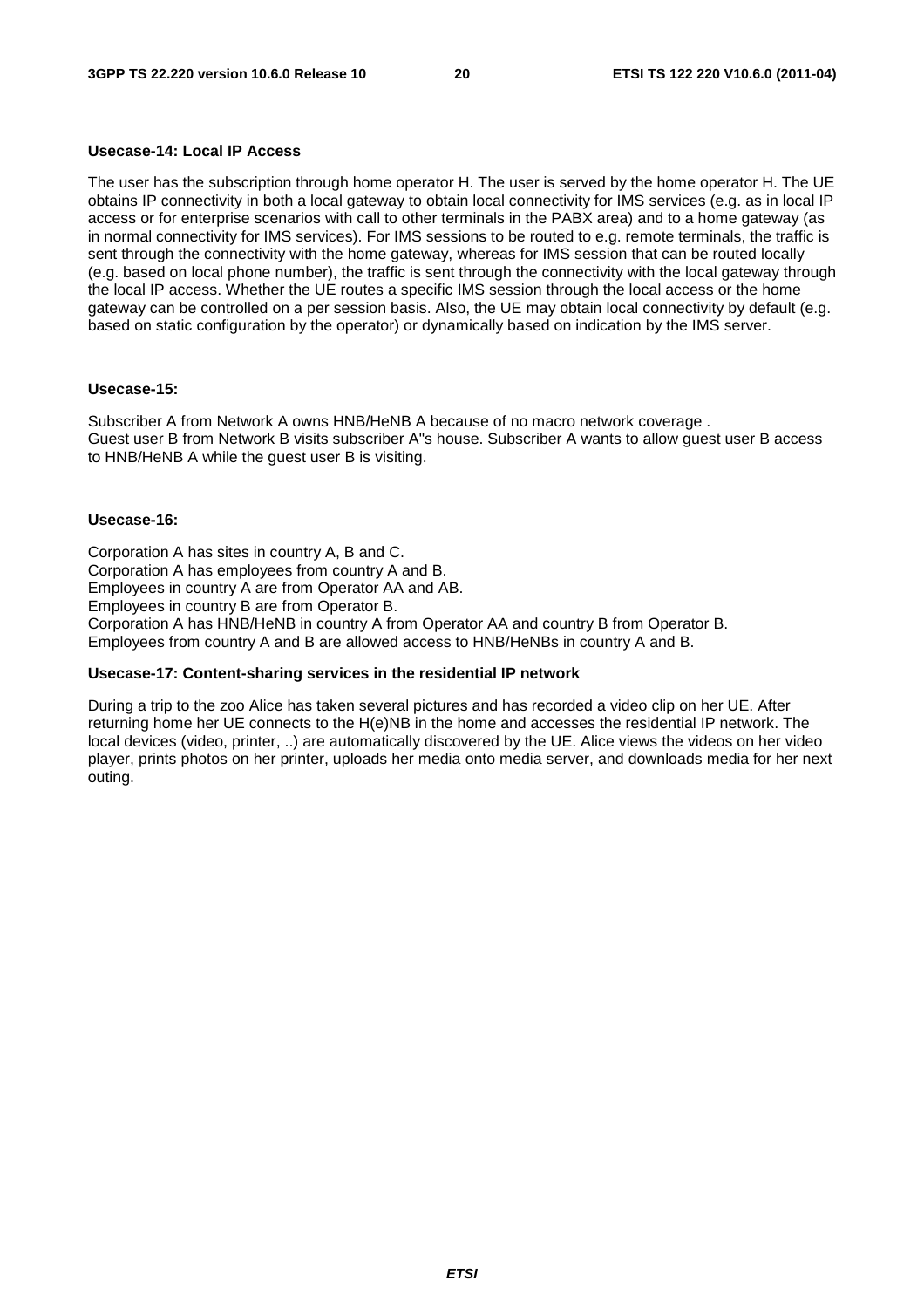**Usecase-14: Local IP Access**

The user has the subscription through home operator H. The user is served by the home operator H. The UE obtains IP connectivity in both a local gateway to obtain local connectivity for IMS services (e.g. as in local IP access or for enterprise scenarios with call to other terminals in the PABX area) and to a home gateway (as in normal connectivity for IMS services). For IMS sessions to be routed to e.g. remote terminals, the traffic is sent through the connectivity with the home gateway, whereas for IMS session that can be routed locally (e.g. based on local phone number), the traffic is sent through the connectivity with the local gateway through the local IP access. Whether the UE routes a specific IMS session through the local access or the home gateway can be controlled on a per session basis. Also, the UE may obtain local connectivity by default (e.g. based on static configuration by the operator) or dynamically based on indication by the IMS server.

**Usecase-15:**

Subscriber A from Network A owns HNB/HeNB A because of no macro network coverage .
Guest user B from Network B visits subscriber A"s house. Subscriber A wants to allow guest user B access to HNB/HeNB A while the guest user B is visiting.

**Usecase-16:**

Corporation A has sites in country A, B and C.
Corporation A has employees from country A and B.
Employees in country A are from Operator AA and AB.
Employees in country B are from Operator B.
Corporation A has HNB/HeNB in country A from Operator AA and country B from Operator B.
Employees from country A and B are allowed access to HNB/HeNBs in country A and B.

**Usecase-17: Content-sharing services in the residential IP network**

During a trip to the zoo Alice has taken several pictures and has recorded a video clip on her UE. After returning home her UE connects to the H(e)NB in the home and accesses the residential IP network. The local devices (video, printer, ..) are automatically discovered by the UE. Alice views the videos on her video player, prints photos on her printer, uploads her media onto media server, and downloads media for her next outing.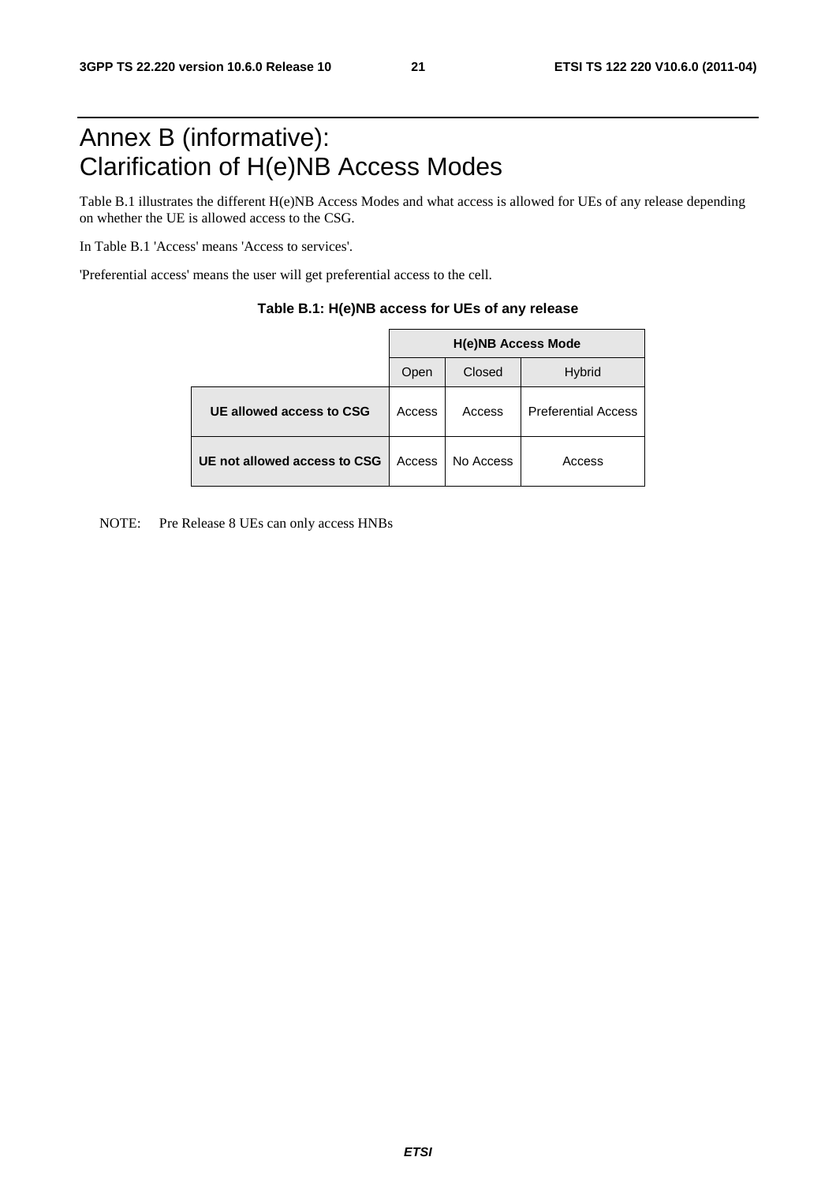# Annex B (informative): Clarification of H(e)NB Access Modes

Table B.1 illustrates the different H(e)NB Access Modes and what access is allowed for UEs of any release depending on whether the UE is allowed access to the CSG.

In Table B.1 'Access' means 'Access to services'.

'Preferential access' means the user will get preferential access to the cell.

**Table B.1: H(e)NB access for UEs of any release**

| | **H(e)NB Access Mode** | | |
|---|---|---|---|
| | Open | Closed | Hybrid |
| **UE allowed access to CSG** | Access | Access | Preferential Access |
| **UE not allowed access to CSG** | Access | No Access | Access |

NOTE: Pre Release 8 UEs can only access HNBs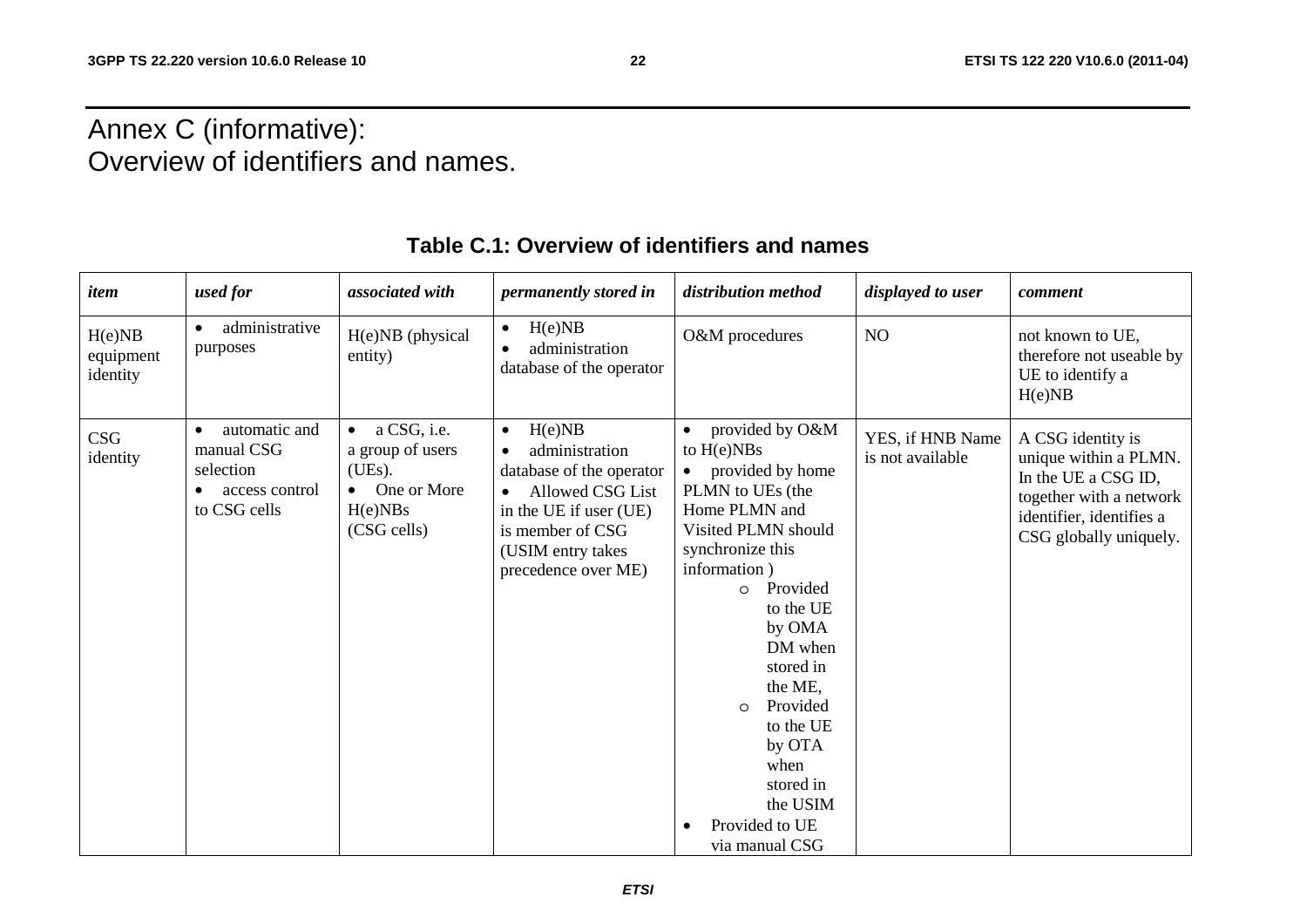# Annex C (informative): Overview of identifiers and names.

**Table C.1: Overview of identifiers and names**

| *item* | *used for* | *associated with* | *permanently stored in* | *distribution method* | *displayed to user* | *comment* |
|---|---|---|---|---|---|---|
| H(e)NB equipment identity | • administrative purposes | H(e)NB (physical entity) | • H(e)NB<br>• administration database of the operator | O&M procedures | NO | not known to UE, therefore not useable by UE to identify a H(e)NB |
| CSG identity | • automatic and manual CSG selection<br>• access control to CSG cells | • a CSG, i.e. a group of users (UEs).<br>• One or More H(e)NBs (CSG cells) | • H(e)NB<br>• administration database of the operator<br>• Allowed CSG List in the UE if user (UE) is member of CSG (USIM entry takes precedence over ME) | • provided by O&M to H(e)NBs<br>• provided by home PLMN to UEs (the Home PLMN and Visited PLMN should synchronize this information )<br>  o Provided to the UE by OMA DM when stored in the ME,<br>  o Provided to the UE by OTA when stored in the USIM<br>• Provided to UE via manual CSG | YES, if HNB Name is not available | A CSG identity is unique within a PLMN. In the UE a CSG ID, together with a network identifier, identifies a CSG globally uniquely. |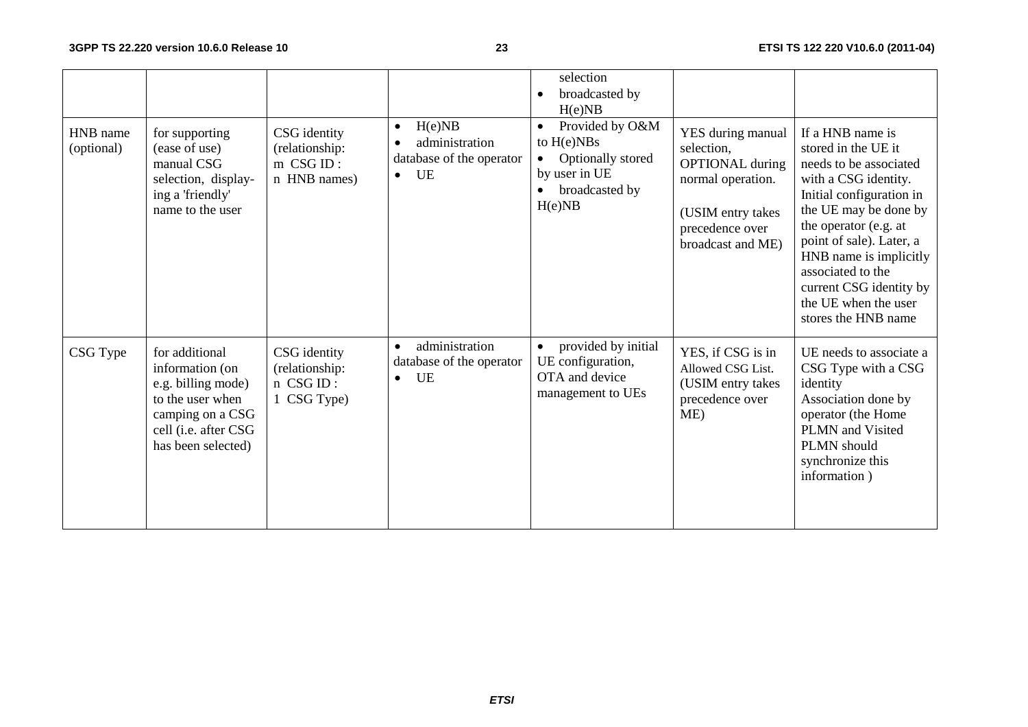| | | | | | | |
|---|---|---|---|---|---|---|
| | | | | selection<br>• broadcasted by H(e)NB | | |
| HNB name (optional) | for supporting (ease of use) manual CSG selection, display-ing a 'friendly' name to the user | CSG identity (relationship: m CSG ID : n HNB names) | • H(e)NB<br>• administration database of the operator<br>• UE | • Provided by O&M to H(e)NBs<br>• Optionally stored by user in UE<br>• broadcasted by H(e)NB | YES during manual selection, OPTIONAL during normal operation.<br><br>(USIM entry takes precedence over broadcast and ME) | If a HNB name is stored in the UE it needs to be associated with a CSG identity. Initial configuration in the UE may be done by the operator (e.g. at point of sale). Later, a HNB name is implicitly associated to the current CSG identity by the UE when the user stores the HNB name |
| CSG Type | for additional information (on e.g. billing mode) to the user when camping on a CSG cell (i.e. after CSG has been selected) | CSG identity (relationship: n CSG ID : 1 CSG Type) | • administration database of the operator<br>• UE | • provided by initial UE configuration, OTA and device management to UEs | YES, if CSG is in Allowed CSG List. (USIM entry takes precedence over ME) | UE needs to associate a CSG Type with a CSG identity<br>Association done by operator (the Home PLMN and Visited PLMN should synchronize this information ) |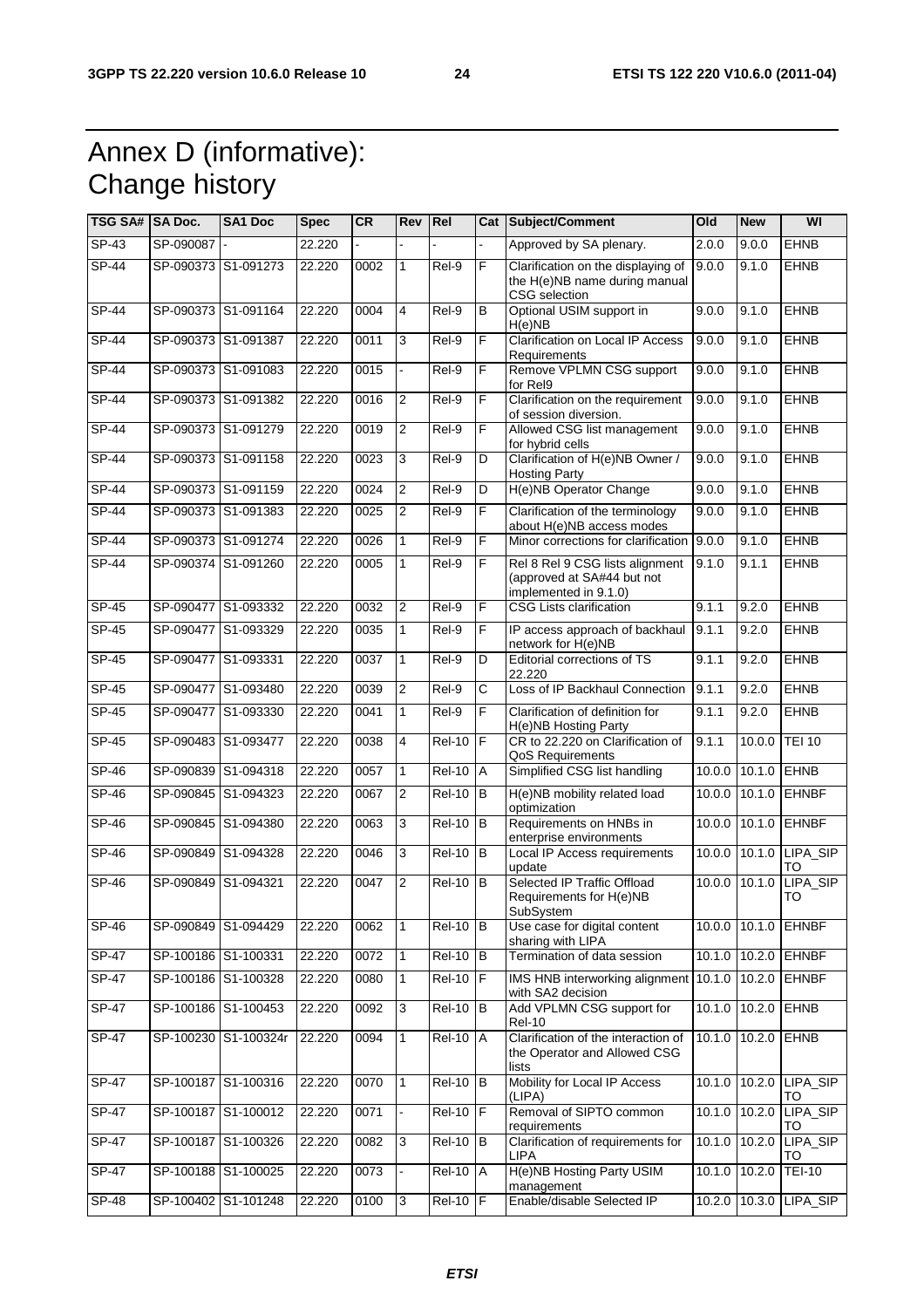# Annex D (informative): Change history

| TSG SA# | SA Doc. | SA1 Doc | Spec | CR | Rev | Rel | Cat | Subject/Comment | Old | New | WI |
|---|---|---|---|---|---|---|---|---|---|---|---|
| SP-43 | SP-090087 | - | 22.220 | - | - | - | - | Approved by SA plenary. | 2.0.0 | 9.0.0 | EHNB |
| SP-44 | SP-090373 | S1-091273 | 22.220 | 0002 | 1 | Rel-9 | F | Clarification on the displaying of the H(e)NB name during manual CSG selection | 9.0.0 | 9.1.0 | EHNB |
| SP-44 | SP-090373 | S1-091164 | 22.220 | 0004 | 4 | Rel-9 | B | Optional USIM support in H(e)NB | 9.0.0 | 9.1.0 | EHNB |
| SP-44 | SP-090373 | S1-091387 | 22.220 | 0011 | 3 | Rel-9 | F | Clarification on Local IP Access Requirements | 9.0.0 | 9.1.0 | EHNB |
| SP-44 | SP-090373 | S1-091083 | 22.220 | 0015 | - | Rel-9 | F | Remove VPLMN CSG support for Rel9 | 9.0.0 | 9.1.0 | EHNB |
| SP-44 | SP-090373 | S1-091382 | 22.220 | 0016 | 2 | Rel-9 | F | Clarification on the requirement of session diversion. | 9.0.0 | 9.1.0 | EHNB |
| SP-44 | SP-090373 | S1-091279 | 22.220 | 0019 | 2 | Rel-9 | F | Allowed CSG list management for hybrid cells | 9.0.0 | 9.1.0 | EHNB |
| SP-44 | SP-090373 | S1-091158 | 22.220 | 0023 | 3 | Rel-9 | D | Clarification of H(e)NB Owner / Hosting Party | 9.0.0 | 9.1.0 | EHNB |
| SP-44 | SP-090373 | S1-091159 | 22.220 | 0024 | 2 | Rel-9 | D | H(e)NB Operator Change | 9.0.0 | 9.1.0 | EHNB |
| SP-44 | SP-090373 | S1-091383 | 22.220 | 0025 | 2 | Rel-9 | F | Clarification of the terminology about H(e)NB access modes | 9.0.0 | 9.1.0 | EHNB |
| SP-44 | SP-090373 | S1-091274 | 22.220 | 0026 | 1 | Rel-9 | F | Minor corrections for clarification | 9.0.0 | 9.1.0 | EHNB |
| SP-44 | SP-090374 | S1-091260 | 22.220 | 0005 | 1 | Rel-9 | F | Rel 8 Rel 9 CSG lists alignment (approved at SA#44 but not implemented in 9.1.0) | 9.1.0 | 9.1.1 | EHNB |
| SP-45 | SP-090477 | S1-093332 | 22.220 | 0032 | 2 | Rel-9 | F | CSG Lists clarification | 9.1.1 | 9.2.0 | EHNB |
| SP-45 | SP-090477 | S1-093329 | 22.220 | 0035 | 1 | Rel-9 | F | IP access approach of backhaul network for H(e)NB | 9.1.1 | 9.2.0 | EHNB |
| SP-45 | SP-090477 | S1-093331 | 22.220 | 0037 | 1 | Rel-9 | D | Editorial corrections of TS 22.220 | 9.1.1 | 9.2.0 | EHNB |
| SP-45 | SP-090477 | S1-093480 | 22.220 | 0039 | 2 | Rel-9 | C | Loss of IP Backhaul Connection | 9.1.1 | 9.2.0 | EHNB |
| SP-45 | SP-090477 | S1-093330 | 22.220 | 0041 | 1 | Rel-9 | F | Clarification of definition for H(e)NB Hosting Party | 9.1.1 | 9.2.0 | EHNB |
| SP-45 | SP-090483 | S1-093477 | 22.220 | 0038 | 4 | Rel-10 | F | CR to 22.220 on Clarification of QoS Requirements | 9.1.1 | 10.0.0 | TEI 10 |
| SP-46 | SP-090839 | S1-094318 | 22.220 | 0057 | 1 | Rel-10 | A | Simplified CSG list handling | 10.0.0 | 10.1.0 | EHNB |
| SP-46 | SP-090845 | S1-094323 | 22.220 | 0067 | 2 | Rel-10 | B | H(e)NB mobility related load optimization | 10.0.0 | 10.1.0 | EHNBF |
| SP-46 | SP-090845 | S1-094380 | 22.220 | 0063 | 3 | Rel-10 | B | Requirements on HNBs in enterprise environments | 10.0.0 | 10.1.0 | EHNBF |
| SP-46 | SP-090849 | S1-094328 | 22.220 | 0046 | 3 | Rel-10 | B | Local IP Access requirements update | 10.0.0 | 10.1.0 | LIPA_SIPTO |
| SP-46 | SP-090849 | S1-094321 | 22.220 | 0047 | 2 | Rel-10 | B | Selected IP Traffic Offload Requirements for H(e)NB SubSystem | 10.0.0 | 10.1.0 | LIPA_SIPTO |
| SP-46 | SP-090849 | S1-094429 | 22.220 | 0062 | 1 | Rel-10 | B | Use case for digital content sharing with LIPA | 10.0.0 | 10.1.0 | EHNBF |
| SP-47 | SP-100186 | S1-100331 | 22.220 | 0072 | 1 | Rel-10 | B | Termination of data session | 10.1.0 | 10.2.0 | EHNBF |
| SP-47 | SP-100186 | S1-100328 | 22.220 | 0080 | 1 | Rel-10 | F | IMS HNB interworking alignment with SA2 decision | 10.1.0 | 10.2.0 | EHNBF |
| SP-47 | SP-100186 | S1-100453 | 22.220 | 0092 | 3 | Rel-10 | B | Add VPLMN CSG support for Rel-10 | 10.1.0 | 10.2.0 | EHNB |
| SP-47 | SP-100230 | S1-100324r | 22.220 | 0094 | 1 | Rel-10 | A | Clarification of the interaction of the Operator and Allowed CSG lists | 10.1.0 | 10.2.0 | EHNB |
| SP-47 | SP-100187 | S1-100316 | 22.220 | 0070 | 1 | Rel-10 | B | Mobility for Local IP Access (LIPA) | 10.1.0 | 10.2.0 | LIPA_SIPTO |
| SP-47 | SP-100187 | S1-100012 | 22.220 | 0071 | - | Rel-10 | F | Removal of SIPTO common requirements | 10.1.0 | 10.2.0 | LIPA_SIPTO |
| SP-47 | SP-100187 | S1-100326 | 22.220 | 0082 | 3 | Rel-10 | B | Clarification of requirements for LIPA | 10.1.0 | 10.2.0 | LIPA_SIPTO |
| SP-47 | SP-100188 | S1-100025 | 22.220 | 0073 | - | Rel-10 | A | H(e)NB Hosting Party USIM management | 10.1.0 | 10.2.0 | TEI-10 |
| SP-48 | SP-100402 | S1-101248 | 22.220 | 0100 | 3 | Rel-10 | F | Enable/disable Selected IP | 10.2.0 | 10.3.0 | LIPA_SIP |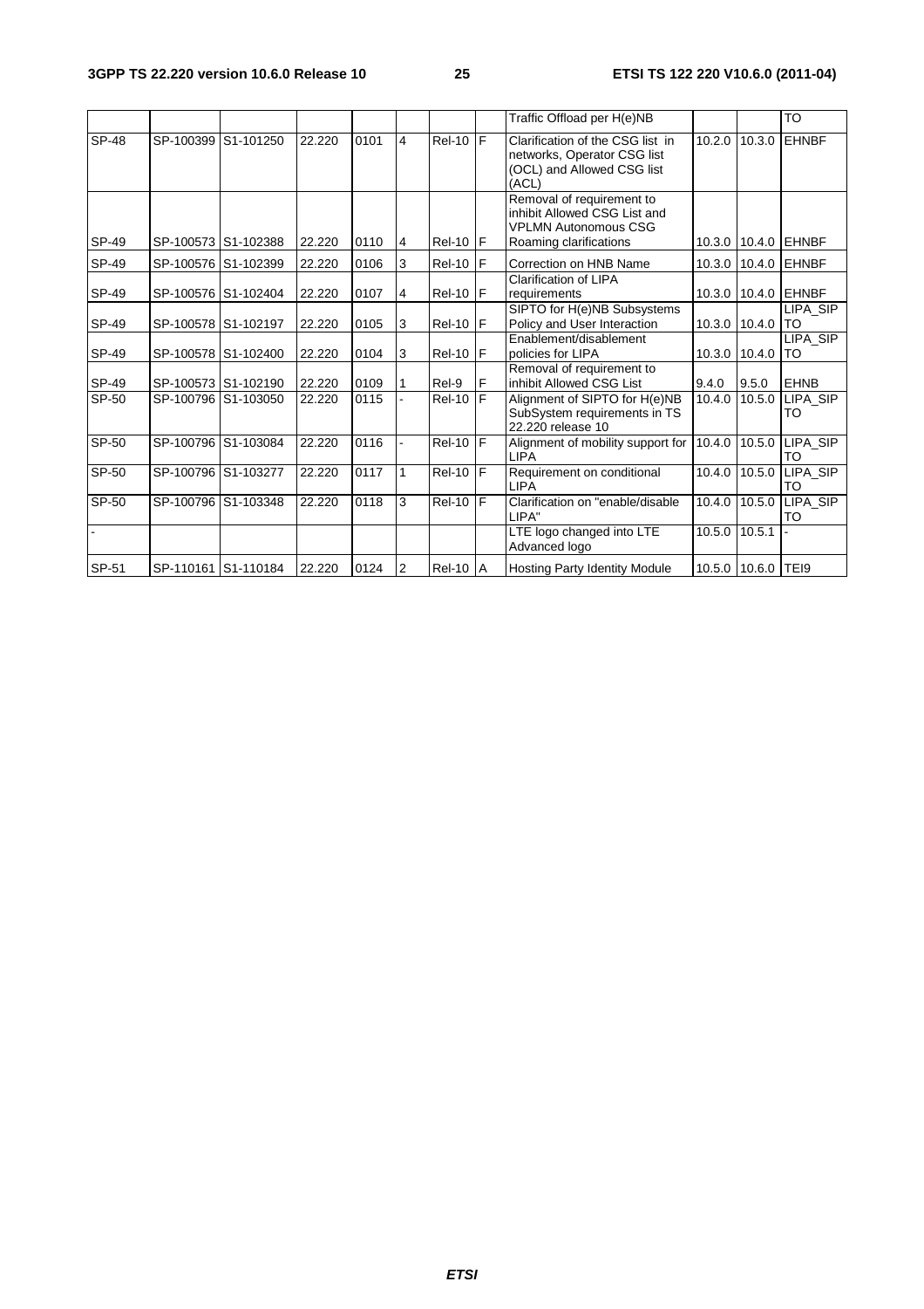|  |  |  |  |  |  |  |  | Traffic Offload per H(e)NB |  |  | TO |
|---|---|---|---|---|---|---|---|---|---|---|---|
| SP-48 | SP-100399 | S1-101250 | 22.220 | 0101 | 4 | Rel-10 | F | Clarification of the CSG list in networks, Operator CSG list (OCL) and Allowed CSG list (ACL) | 10.2.0 | 10.3.0 | EHNBF |
| SP-49 | SP-100573 | S1-102388 | 22.220 | 0110 | 4 | Rel-10 | F | Removal of requirement to inhibit Allowed CSG List and VPLMN Autonomous CSG Roaming clarifications | 10.3.0 | 10.4.0 | EHNBF |
| SP-49 | SP-100576 | S1-102399 | 22.220 | 0106 | 3 | Rel-10 | F | Correction on HNB Name | 10.3.0 | 10.4.0 | EHNBF |
| SP-49 | SP-100576 | S1-102404 | 22.220 | 0107 | 4 | Rel-10 | F | Clarification of LIPA requirements | 10.3.0 | 10.4.0 | EHNBF |
| SP-49 | SP-100578 | S1-102197 | 22.220 | 0105 | 3 | Rel-10 | F | SIPTO for H(e)NB Subsystems Policy and User Interaction | 10.3.0 | 10.4.0 | LIPA_SIPTO |
| SP-49 | SP-100578 | S1-102400 | 22.220 | 0104 | 3 | Rel-10 | F | Enablement/disablement policies for LIPA | 10.3.0 | 10.4.0 | LIPA_SIPTO |
| SP-49 | SP-100573 | S1-102190 | 22.220 | 0109 | 1 | Rel-9 | F | Removal of requirement to inhibit Allowed CSG List | 9.4.0 | 9.5.0 | EHNB |
| SP-50 | SP-100796 | S1-103050 | 22.220 | 0115 | - | Rel-10 | F | Alignment of SIPTO for H(e)NB SubSystem requirements in TS 22.220 release 10 | 10.4.0 | 10.5.0 | LIPA_SIPTO |
| SP-50 | SP-100796 | S1-103084 | 22.220 | 0116 | - | Rel-10 | F | Alignment of mobility support for LIPA | 10.4.0 | 10.5.0 | LIPA_SIPTO |
| SP-50 | SP-100796 | S1-103277 | 22.220 | 0117 | 1 | Rel-10 | F | Requirement on conditional LIPA | 10.4.0 | 10.5.0 | LIPA_SIPTO |
| SP-50 | SP-100796 | S1-103348 | 22.220 | 0118 | 3 | Rel-10 | F | Clarification on "enable/disable LIPA" | 10.4.0 | 10.5.0 | LIPA_SIPTO |
| - |  |  |  |  |  |  |  | LTE logo changed into LTE Advanced logo | 10.5.0 | 10.5.1 | - |
| SP-51 | SP-110161 | S1-110184 | 22.220 | 0124 | 2 | Rel-10 | A | Hosting Party Identity Module | 10.5.0 | 10.6.0 | TEI9 |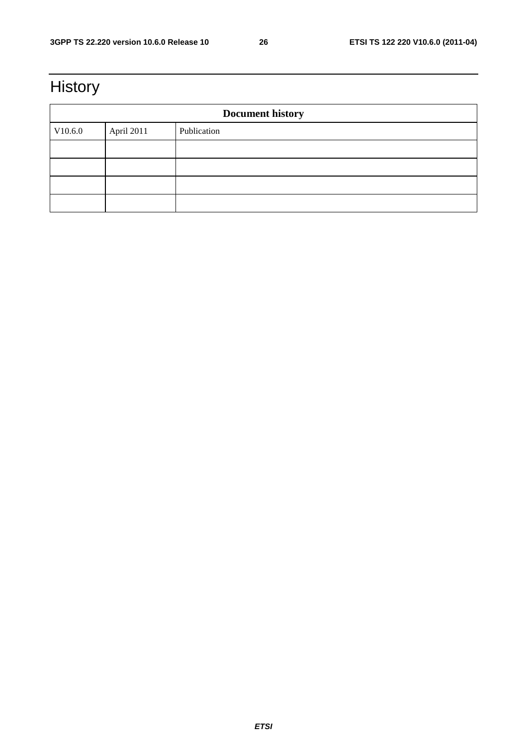# History

| Document history | | |
|---|---|---|
| V10.6.0 | April 2011 | Publication |
| | | |
| | | |
| | | |
| | | |